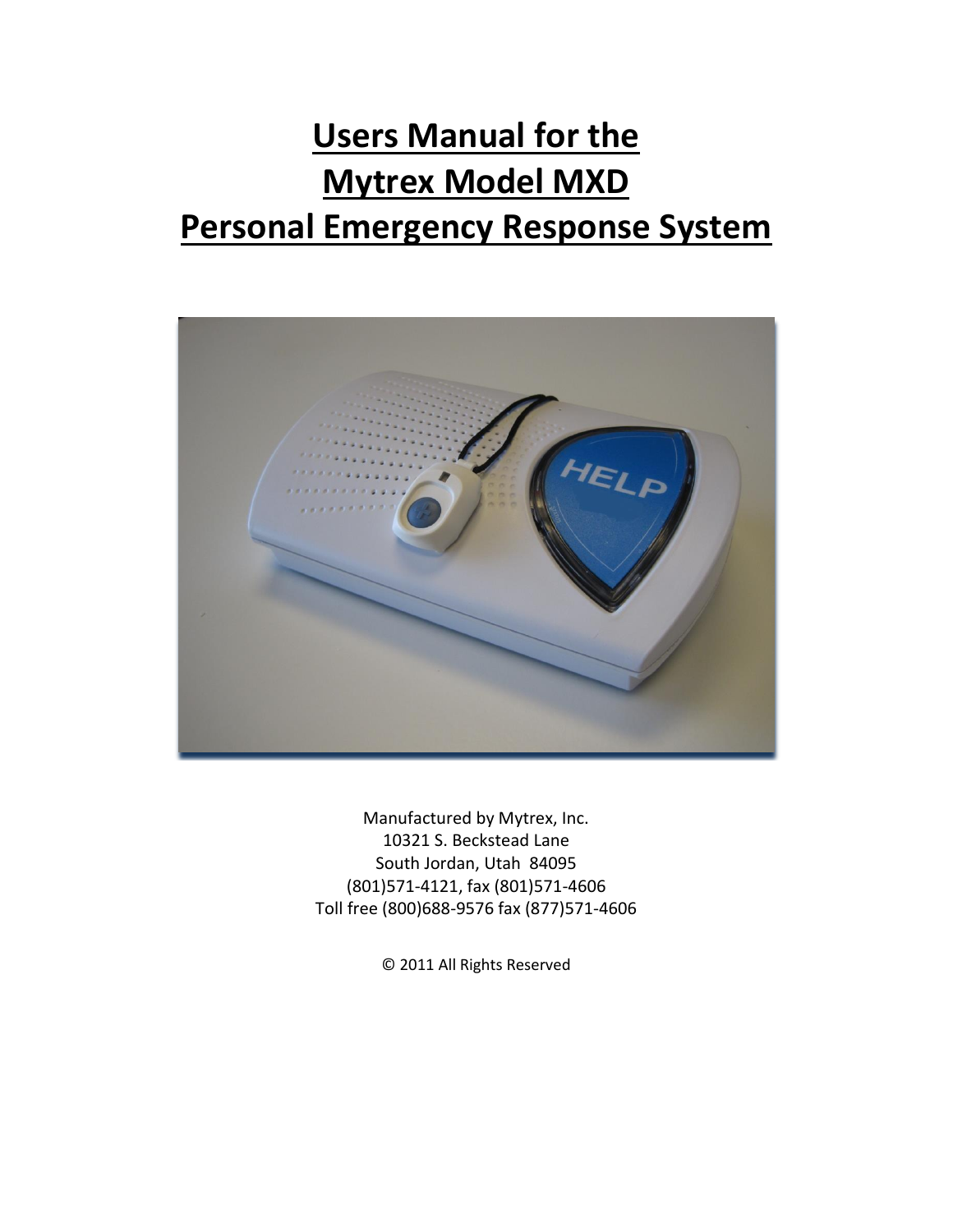# Users Manual for the Mytrex Model MXD Personal Emergency Response System

Manufactured by Mytrex, Inc.
10321 S. Beckstead Lane
South Jordan, Utah 84095
(801)571-4121, fax (801)571-4606
Toll free (800)688-9576 fax (877)571-4606

© 2011 All Rights Reserved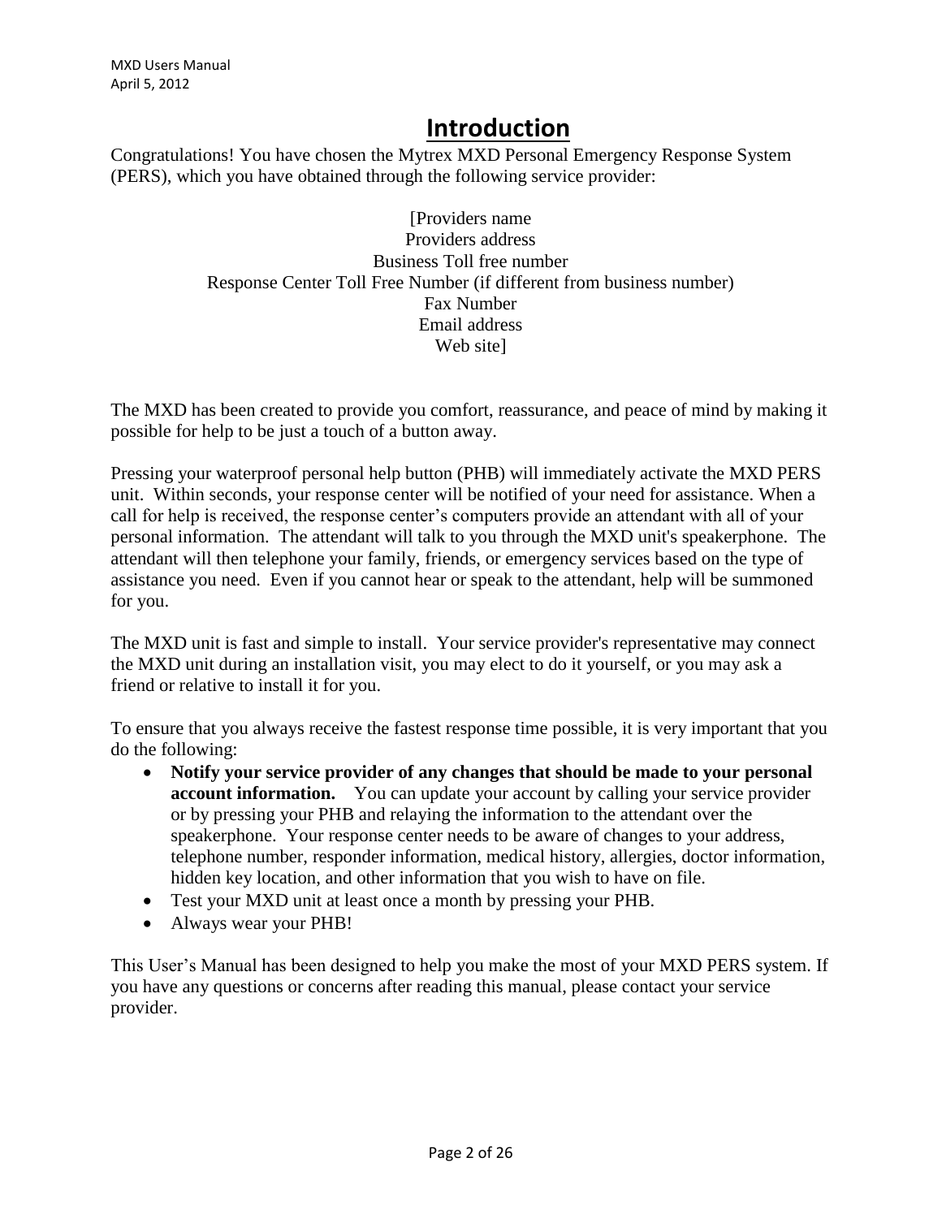# Introduction

Congratulations! You have chosen the Mytrex MXD Personal Emergency Response System (PERS), which you have obtained through the following service provider:

[Providers name
Providers address
Business Toll free number
Response Center Toll Free Number (if different from business number)
Fax Number
Email address
Web site]

The MXD has been created to provide you comfort, reassurance, and peace of mind by making it possible for help to be just a touch of a button away.

Pressing your waterproof personal help button (PHB) will immediately activate the MXD PERS unit. Within seconds, your response center will be notified of your need for assistance. When a call for help is received, the response center's computers provide an attendant with all of your personal information. The attendant will talk to you through the MXD unit's speakerphone. The attendant will then telephone your family, friends, or emergency services based on the type of assistance you need. Even if you cannot hear or speak to the attendant, help will be summoned for you.

The MXD unit is fast and simple to install. Your service provider's representative may connect the MXD unit during an installation visit, you may elect to do it yourself, or you may ask a friend or relative to install it for you.

To ensure that you always receive the fastest response time possible, it is very important that you do the following:

- **Notify your service provider of any changes that should be made to your personal account information.** You can update your account by calling your service provider or by pressing your PHB and relaying the information to the attendant over the speakerphone. Your response center needs to be aware of changes to your address, telephone number, responder information, medical history, allergies, doctor information, hidden key location, and other information that you wish to have on file.
- Test your MXD unit at least once a month by pressing your PHB.
- Always wear your PHB!

This User's Manual has been designed to help you make the most of your MXD PERS system. If you have any questions or concerns after reading this manual, please contact your service provider.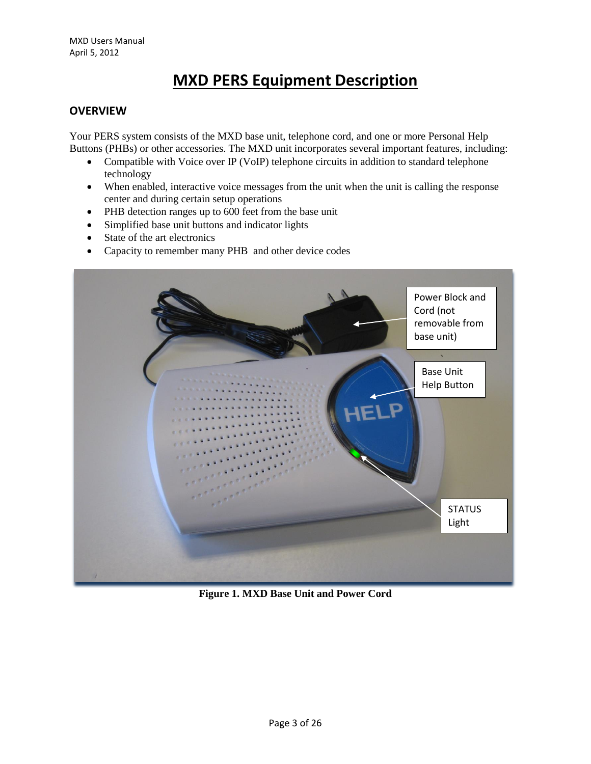# MXD PERS Equipment Description

## OVERVIEW

Your PERS system consists of the MXD base unit, telephone cord, and one or more Personal Help Buttons (PHBs) or other accessories. The MXD unit incorporates several important features, including:

- Compatible with Voice over IP (VoIP) telephone circuits in addition to standard telephone technology
- When enabled, interactive voice messages from the unit when the unit is calling the response center and during certain setup operations
- PHB detection ranges up to 600 feet from the base unit
- Simplified base unit buttons and indicator lights
- State of the art electronics
- Capacity to remember many PHB and other device codes

Power Block and Cord (not removable from base unit)

Base Unit Help Button

STATUS Light

**Figure 1. MXD Base Unit and Power Cord**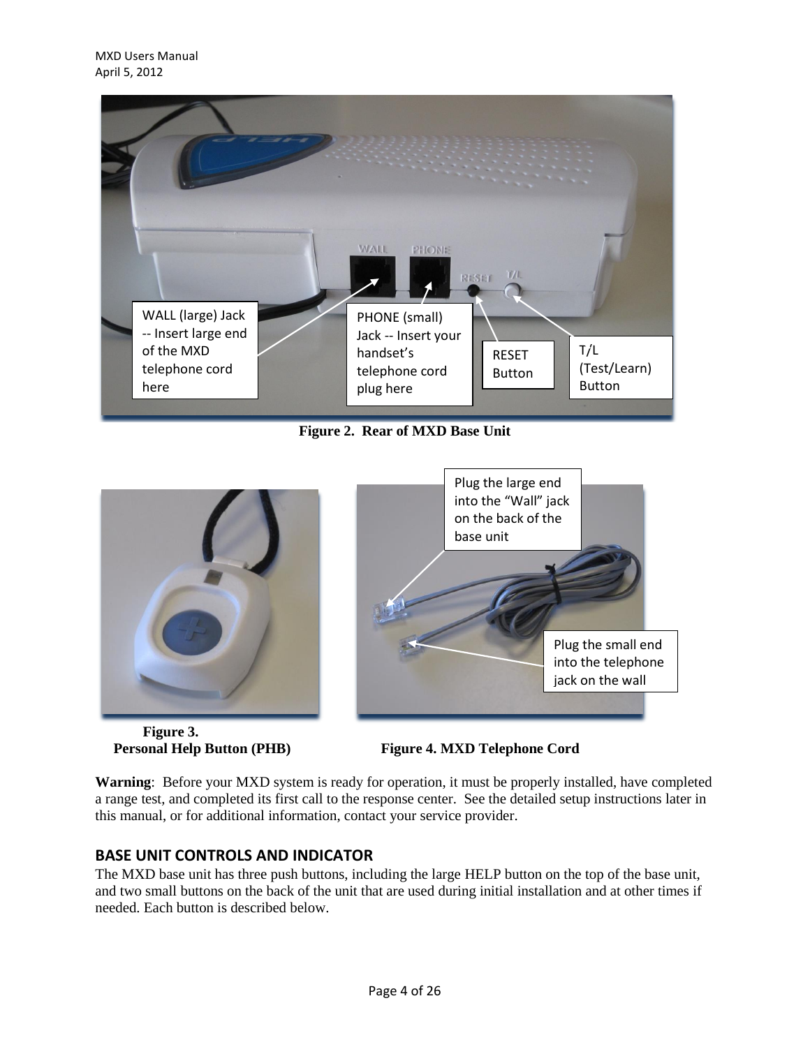Figure 2. Rear of MXD Base Unit

Figure 3.
Personal Help Button (PHB)

Figure 4. MXD Telephone Cord

**Warning**: Before your MXD system is ready for operation, it must be properly installed, have completed a range test, and completed its first call to the response center. See the detailed setup instructions later in this manual, or for additional information, contact your service provider.

## BASE UNIT CONTROLS AND INDICATOR

The MXD base unit has three push buttons, including the large HELP button on the top of the base unit, and two small buttons on the back of the unit that are used during initial installation and at other times if needed. Each button is described below.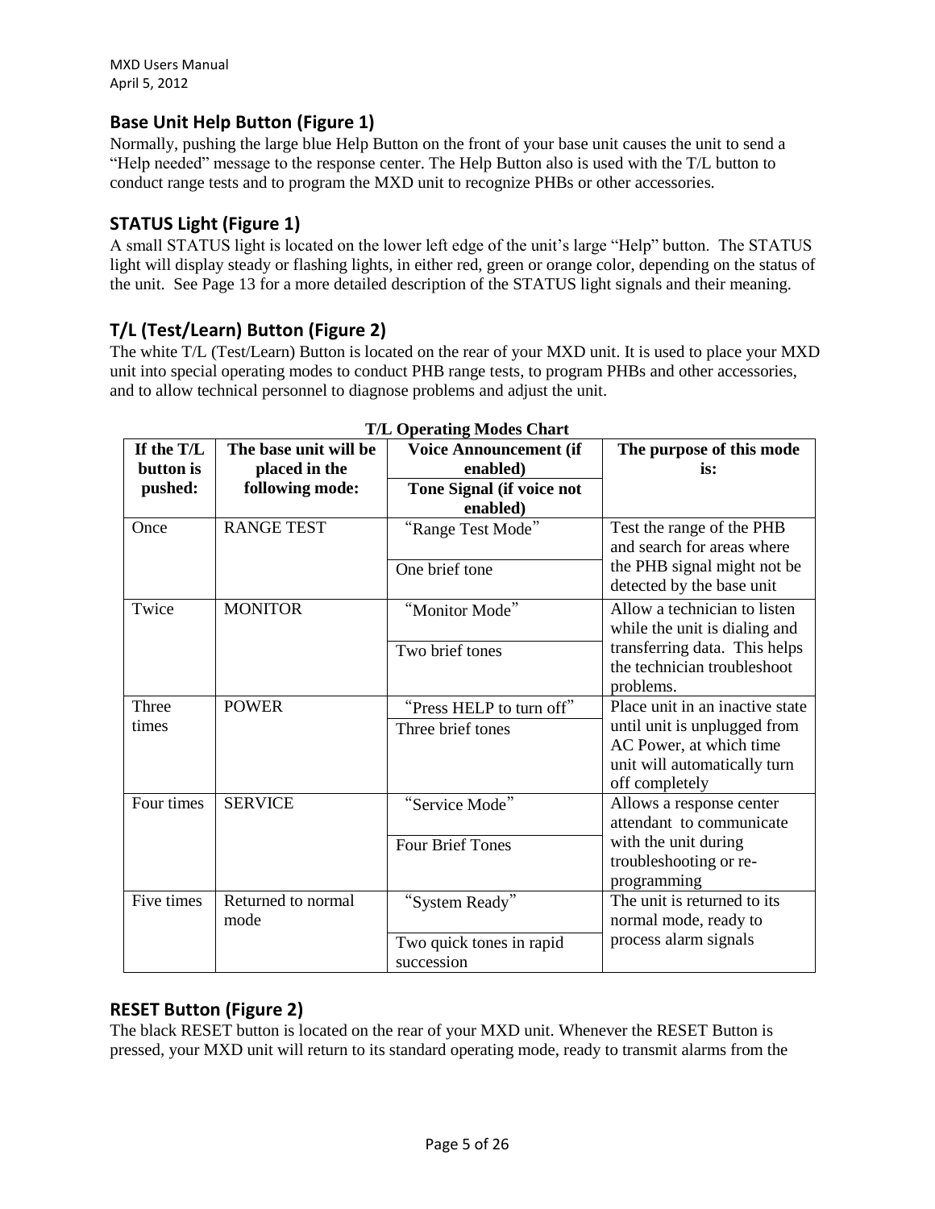## Base Unit Help Button (Figure 1)

Normally, pushing the large blue Help Button on the front of your base unit causes the unit to send a "Help needed" message to the response center. The Help Button also is used with the T/L button to conduct range tests and to program the MXD unit to recognize PHBs or other accessories.

## STATUS Light (Figure 1)

A small STATUS light is located on the lower left edge of the unit's large "Help" button. The STATUS light will display steady or flashing lights, in either red, green or orange color, depending on the status of the unit. See Page 13 for a more detailed description of the STATUS light signals and their meaning.

## T/L (Test/Learn) Button (Figure 2)

The white T/L (Test/Learn) Button is located on the rear of your MXD unit. It is used to place your MXD unit into special operating modes to conduct PHB range tests, to program PHBs and other accessories, and to allow technical personnel to diagnose problems and adjust the unit.

**T/L Operating Modes Chart**

| If the T/L button is pushed: | The base unit will be placed in the following mode: | Voice Announcement (if enabled) / Tone Signal (if voice not enabled) | The purpose of this mode is: |
|---|---|---|---|
| Once | RANGE TEST | "Range Test Mode" / One brief tone | Test the range of the PHB and search for areas where the PHB signal might not be detected by the base unit |
| Twice | MONITOR | "Monitor Mode" / Two brief tones | Allow a technician to listen while the unit is dialing and transferring data. This helps the technician troubleshoot problems. |
| Three times | POWER | "Press HELP to turn off" / Three brief tones | Place unit in an inactive state until unit is unplugged from AC Power, at which time unit will automatically turn off completely |
| Four times | SERVICE | "Service Mode" / Four Brief Tones | Allows a response center attendant to communicate with the unit during troubleshooting or re-programming |
| Five times | Returned to normal mode | "System Ready" / Two quick tones in rapid succession | The unit is returned to its normal mode, ready to process alarm signals |

## RESET Button (Figure 2)

The black RESET button is located on the rear of your MXD unit. Whenever the RESET Button is pressed, your MXD unit will return to its standard operating mode, ready to transmit alarms from the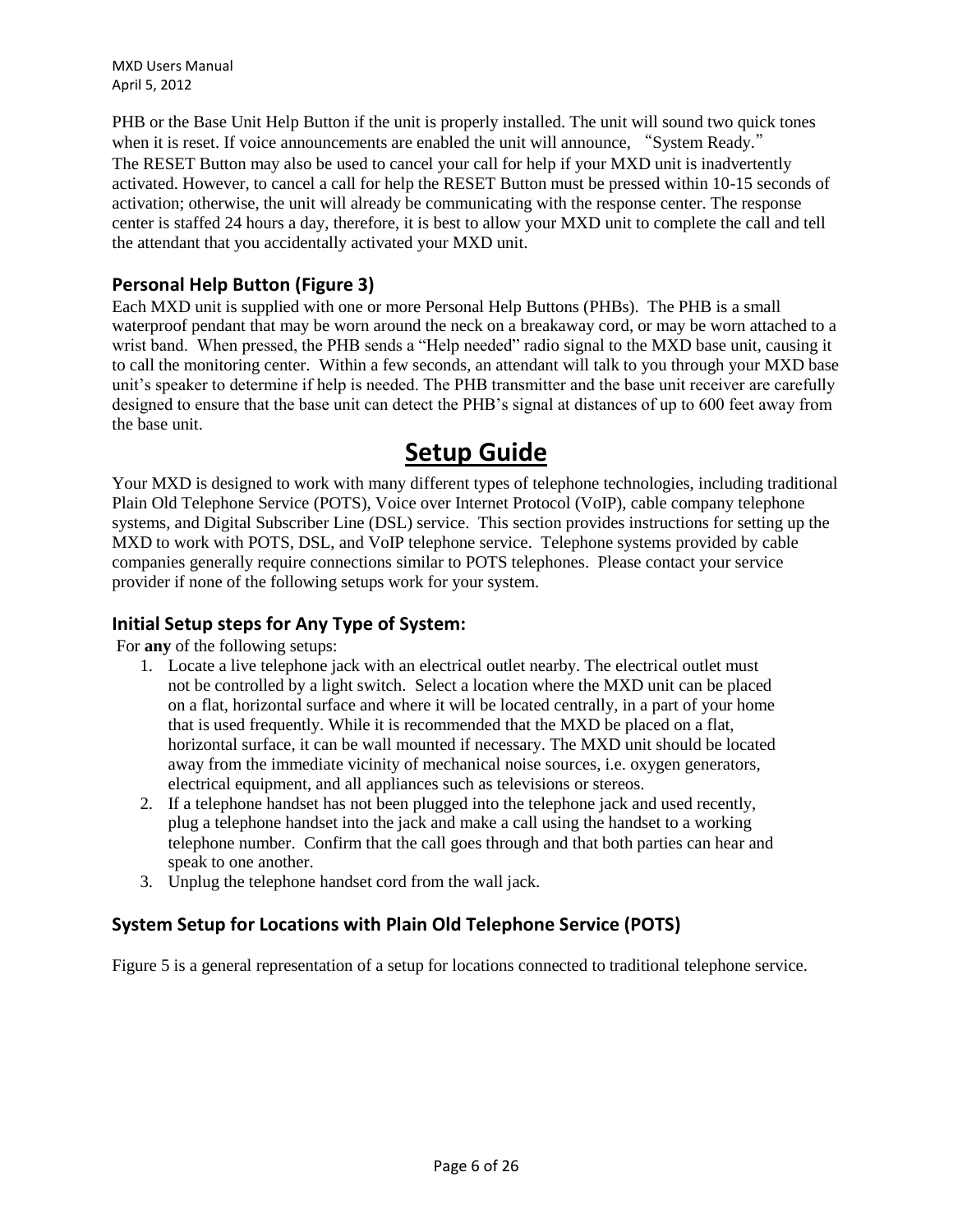PHB or the Base Unit Help Button if the unit is properly installed. The unit will sound two quick tones when it is reset. If voice announcements are enabled the unit will announce, "System Ready." The RESET Button may also be used to cancel your call for help if your MXD unit is inadvertently activated. However, to cancel a call for help the RESET Button must be pressed within 10-15 seconds of activation; otherwise, the unit will already be communicating with the response center. The response center is staffed 24 hours a day, therefore, it is best to allow your MXD unit to complete the call and tell the attendant that you accidentally activated your MXD unit.

### Personal Help Button (Figure 3)

Each MXD unit is supplied with one or more Personal Help Buttons (PHBs). The PHB is a small waterproof pendant that may be worn around the neck on a breakaway cord, or may be worn attached to a wrist band. When pressed, the PHB sends a "Help needed" radio signal to the MXD base unit, causing it to call the monitoring center. Within a few seconds, an attendant will talk to you through your MXD base unit's speaker to determine if help is needed. The PHB transmitter and the base unit receiver are carefully designed to ensure that the base unit can detect the PHB's signal at distances of up to 600 feet away from the base unit.

## Setup Guide

Your MXD is designed to work with many different types of telephone technologies, including traditional Plain Old Telephone Service (POTS), Voice over Internet Protocol (VoIP), cable company telephone systems, and Digital Subscriber Line (DSL) service. This section provides instructions for setting up the MXD to work with POTS, DSL, and VoIP telephone service. Telephone systems provided by cable companies generally require connections similar to POTS telephones. Please contact your service provider if none of the following setups work for your system.

### Initial Setup steps for Any Type of System:

For **any** of the following setups:

1. Locate a live telephone jack with an electrical outlet nearby. The electrical outlet must not be controlled by a light switch. Select a location where the MXD unit can be placed on a flat, horizontal surface and where it will be located centrally, in a part of your home that is used frequently. While it is recommended that the MXD be placed on a flat, horizontal surface, it can be wall mounted if necessary. The MXD unit should be located away from the immediate vicinity of mechanical noise sources, i.e. oxygen generators, electrical equipment, and all appliances such as televisions or stereos.
2. If a telephone handset has not been plugged into the telephone jack and used recently, plug a telephone handset into the jack and make a call using the handset to a working telephone number. Confirm that the call goes through and that both parties can hear and speak to one another.
3. Unplug the telephone handset cord from the wall jack.

### System Setup for Locations with Plain Old Telephone Service (POTS)

Figure 5 is a general representation of a setup for locations connected to traditional telephone service.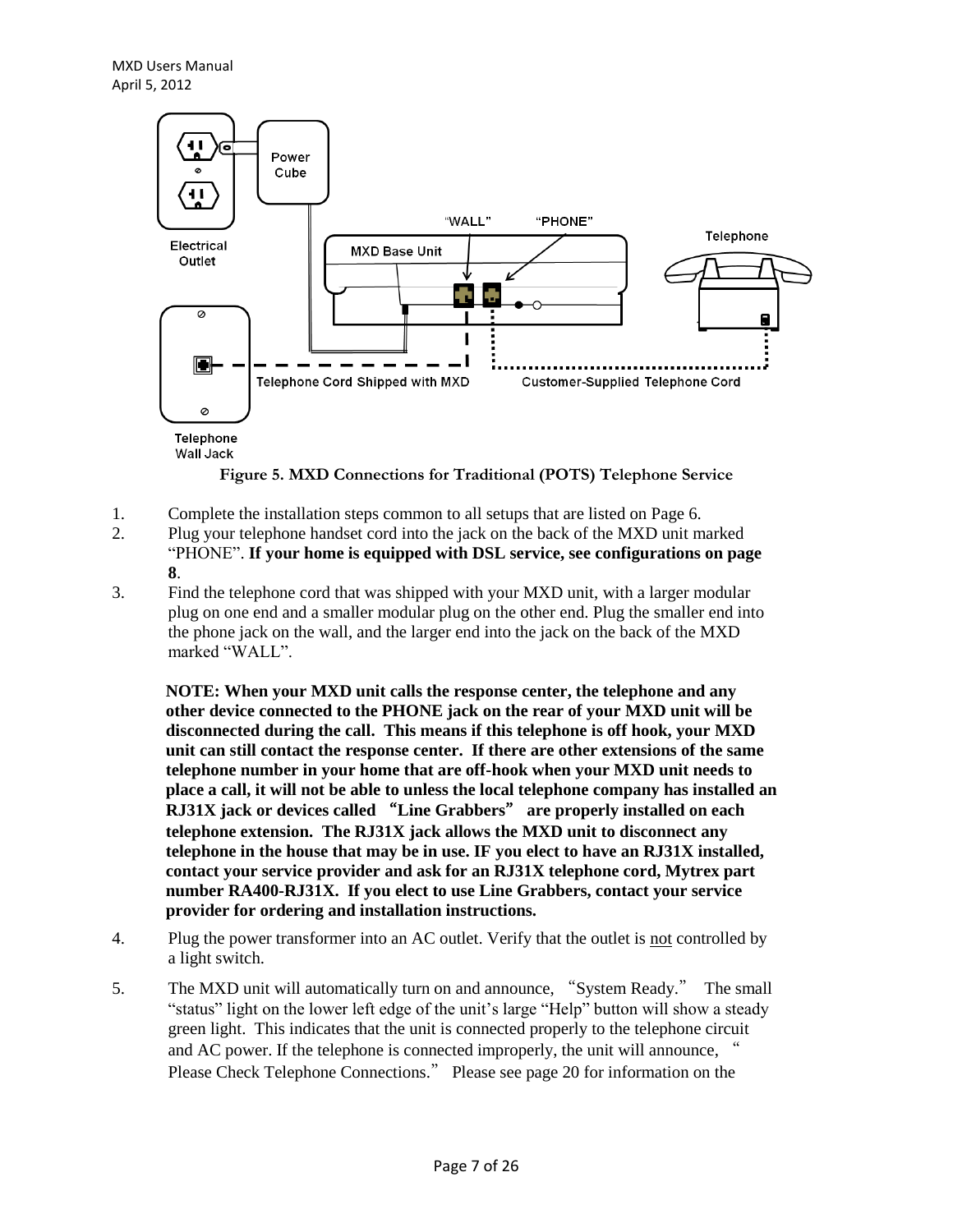Figure 5. MXD Connections for Traditional (POTS) Telephone Service

1. Complete the installation steps common to all setups that are listed on Page 6.
2. Plug your telephone handset cord into the jack on the back of the MXD unit marked “PHONE”. **If your home is equipped with DSL service, see configurations on page 8**.
3. Find the telephone cord that was shipped with your MXD unit, with a larger modular plug on one end and a smaller modular plug on the other end. Plug the smaller end into the phone jack on the wall, and the larger end into the jack on the back of the MXD marked “WALL”.

   **NOTE: When your MXD unit calls the response center, the telephone and any other device connected to the PHONE jack on the rear of your MXD unit will be disconnected during the call. This means if this telephone is off hook, your MXD unit can still contact the response center. If there are other extensions of the same telephone number in your home that are off-hook when your MXD unit needs to place a call, it will not be able to unless the local telephone company has installed an RJ31X jack or devices called “Line Grabbers” are properly installed on each telephone extension. The RJ31X jack allows the MXD unit to disconnect any telephone in the house that may be in use. IF you elect to have an RJ31X installed, contact your service provider and ask for an RJ31X telephone cord, Mytrex part number RA400-RJ31X. If you elect to use Line Grabbers, contact your service provider for ordering and installation instructions.**

4. Plug the power transformer into an AC outlet. Verify that the outlet is <u>not</u> controlled by a light switch.
5. The MXD unit will automatically turn on and announce, “System Ready.” The small “status” light on the lower left edge of the unit’s large “Help” button will show a steady green light. This indicates that the unit is connected properly to the telephone circuit and AC power. If the telephone is connected improperly, the unit will announce, “Please Check Telephone Connections.” Please see page 20 for information on the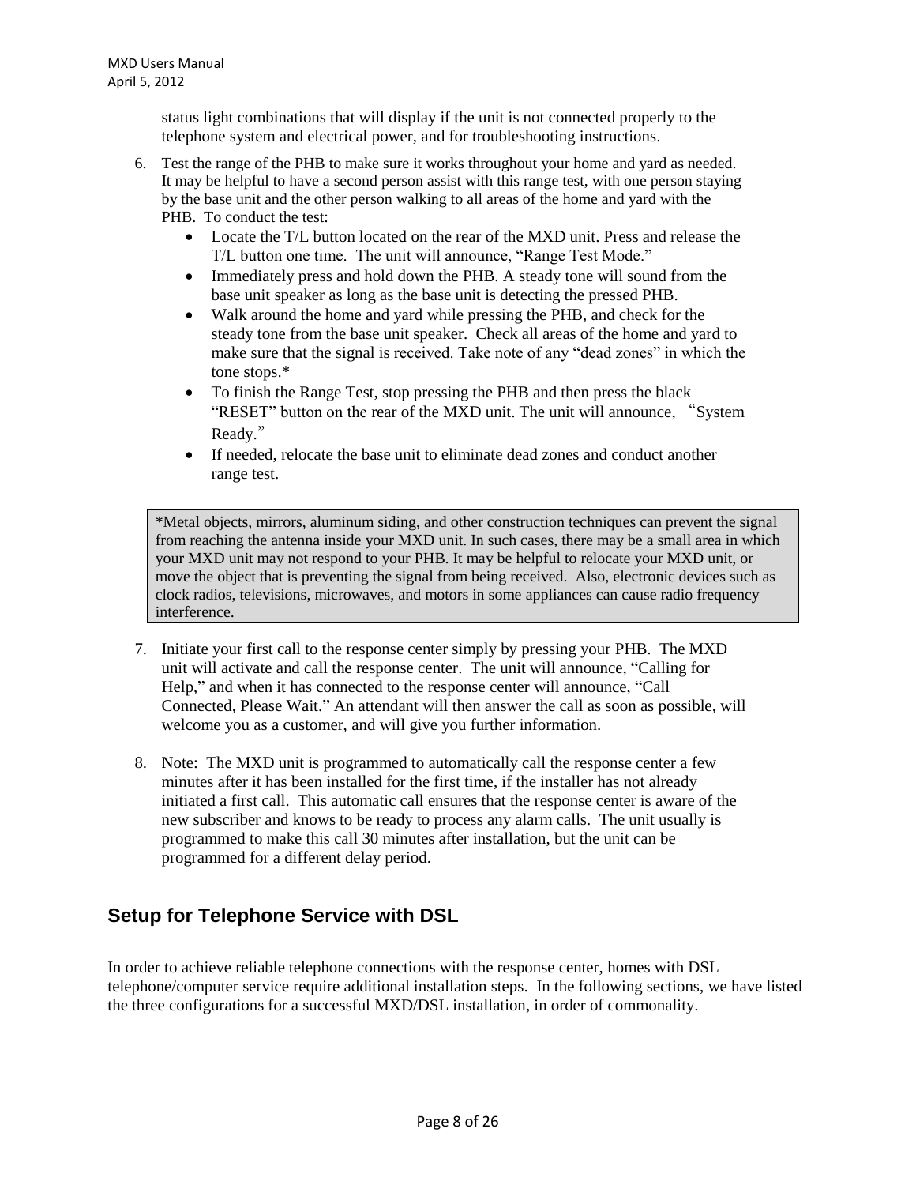status light combinations that will display if the unit is not connected properly to the telephone system and electrical power, and for troubleshooting instructions.

6. Test the range of the PHB to make sure it works throughout your home and yard as needed. It may be helpful to have a second person assist with this range test, with one person staying by the base unit and the other person walking to all areas of the home and yard with the PHB. To conduct the test:
   - Locate the T/L button located on the rear of the MXD unit. Press and release the T/L button one time. The unit will announce, "Range Test Mode."
   - Immediately press and hold down the PHB. A steady tone will sound from the base unit speaker as long as the base unit is detecting the pressed PHB.
   - Walk around the home and yard while pressing the PHB, and check for the steady tone from the base unit speaker. Check all areas of the home and yard to make sure that the signal is received. Take note of any "dead zones" in which the tone stops.*
   - To finish the Range Test, stop pressing the PHB and then press the black "RESET" button on the rear of the MXD unit. The unit will announce, "System Ready."
   - If needed, relocate the base unit to eliminate dead zones and conduct another range test.

> *Metal objects, mirrors, aluminum siding, and other construction techniques can prevent the signal from reaching the antenna inside your MXD unit. In such cases, there may be a small area in which your MXD unit may not respond to your PHB. It may be helpful to relocate your MXD unit, or move the object that is preventing the signal from being received. Also, electronic devices such as clock radios, televisions, microwaves, and motors in some appliances can cause radio frequency interference.

7. Initiate your first call to the response center simply by pressing your PHB. The MXD unit will activate and call the response center. The unit will announce, "Calling for Help," and when it has connected to the response center will announce, "Call Connected, Please Wait." An attendant will then answer the call as soon as possible, will welcome you as a customer, and will give you further information.

8. Note: The MXD unit is programmed to automatically call the response center a few minutes after it has been installed for the first time, if the installer has not already initiated a first call. This automatic call ensures that the response center is aware of the new subscriber and knows to be ready to process any alarm calls. The unit usually is programmed to make this call 30 minutes after installation, but the unit can be programmed for a different delay period.

## Setup for Telephone Service with DSL

In order to achieve reliable telephone connections with the response center, homes with DSL telephone/computer service require additional installation steps. In the following sections, we have listed the three configurations for a successful MXD/DSL installation, in order of commonality.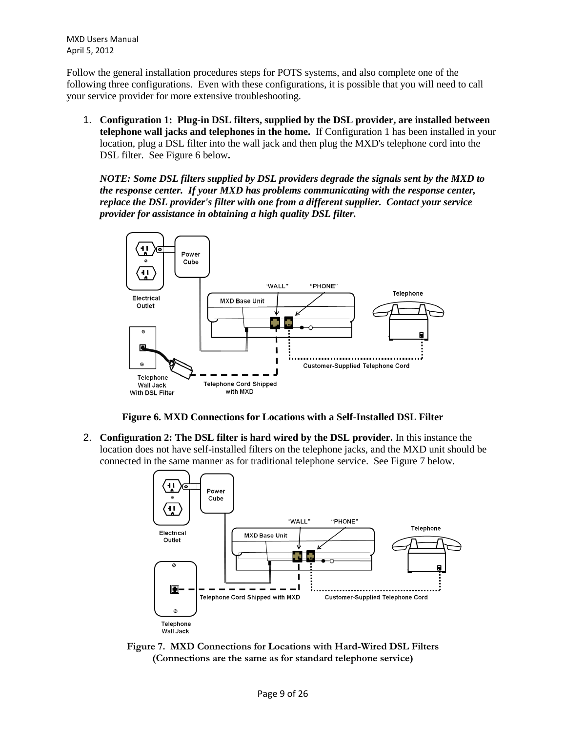Follow the general installation procedures steps for POTS systems, and also complete one of the following three configurations. Even with these configurations, it is possible that you will need to call your service provider for more extensive troubleshooting.

1. **Configuration 1: Plug-in DSL filters, supplied by the DSL provider, are installed between telephone wall jacks and telephones in the home.** If Configuration 1 has been installed in your location, plug a DSL filter into the wall jack and then plug the MXD's telephone cord into the DSL filter. See Figure 6 below**.**

   ***NOTE: Some DSL filters supplied by DSL providers degrade the signals sent by the MXD to the response center. If your MXD has problems communicating with the response center, replace the DSL provider's filter with one from a different supplier. Contact your service provider for assistance in obtaining a high quality DSL filter.***

**Figure 6. MXD Connections for Locations with a Self-Installed DSL Filter**

2. **Configuration 2: The DSL filter is hard wired by the DSL provider.** In this instance the location does not have self-installed filters on the telephone jacks, and the MXD unit should be connected in the same manner as for traditional telephone service. See Figure 7 below.

**Figure 7. MXD Connections for Locations with Hard-Wired DSL Filters (Connections are the same as for standard telephone service)**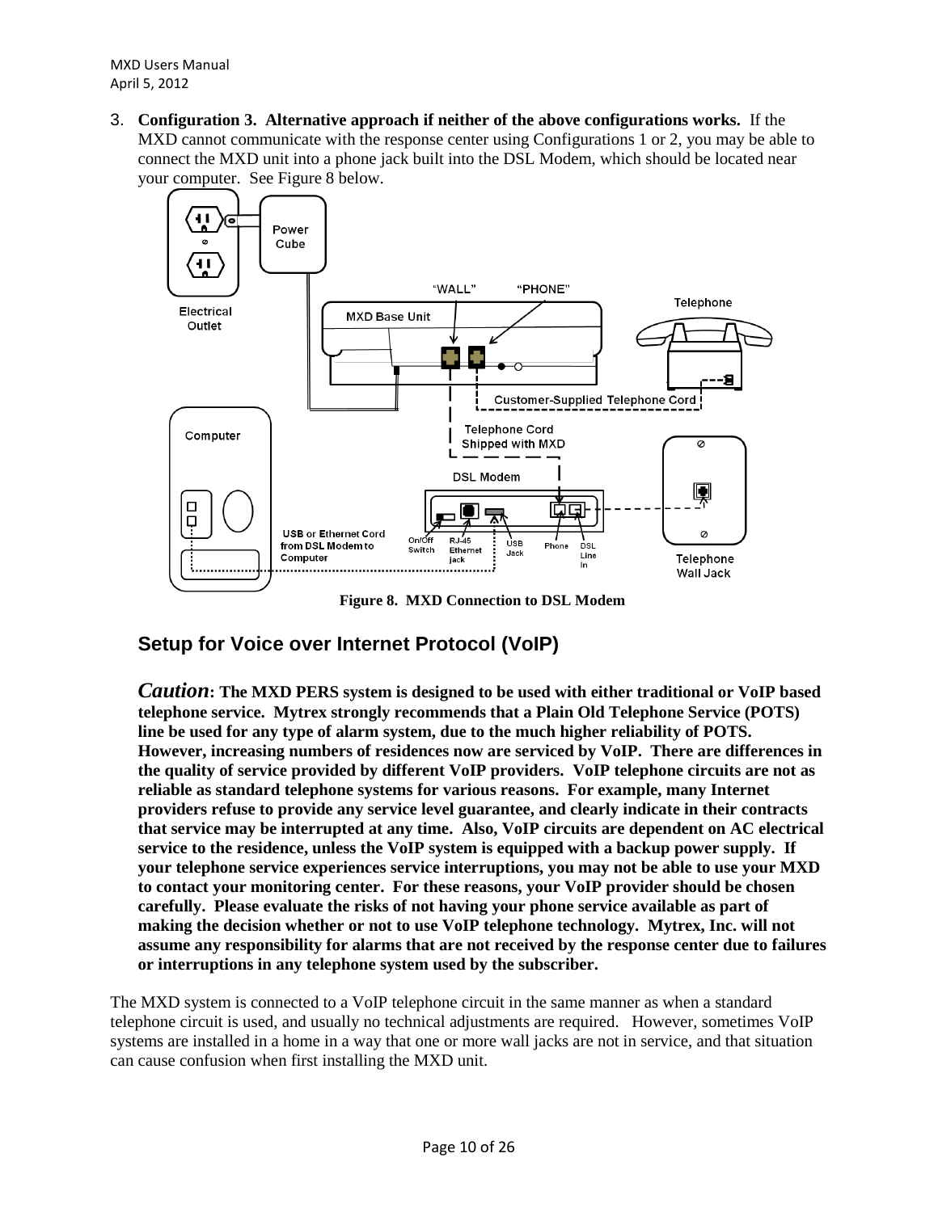3. **Configuration 3. Alternative approach if neither of the above configurations works.** If the MXD cannot communicate with the response center using Configurations 1 or 2, you may be able to connect the MXD unit into a phone jack built into the DSL Modem, which should be located near your computer. See Figure 8 below.

**Figure 8. MXD Connection to DSL Modem**

## Setup for Voice over Internet Protocol (VoIP)

***Caution*: The MXD PERS system is designed to be used with either traditional or VoIP based telephone service. Mytrex strongly recommends that a Plain Old Telephone Service (POTS) line be used for any type of alarm system, due to the much higher reliability of POTS. However, increasing numbers of residences now are serviced by VoIP. There are differences in the quality of service provided by different VoIP providers. VoIP telephone circuits are not as reliable as standard telephone systems for various reasons. For example, many Internet providers refuse to provide any service level guarantee, and clearly indicate in their contracts that service may be interrupted at any time. Also, VoIP circuits are dependent on AC electrical service to the residence, unless the VoIP system is equipped with a backup power supply. If your telephone service experiences service interruptions, you may not be able to use your MXD to contact your monitoring center. For these reasons, your VoIP provider should be chosen carefully. Please evaluate the risks of not having your phone service available as part of making the decision whether or not to use VoIP telephone technology. Mytrex, Inc. will not assume any responsibility for alarms that are not received by the response center due to failures or interruptions in any telephone system used by the subscriber.**

The MXD system is connected to a VoIP telephone circuit in the same manner as when a standard telephone circuit is used, and usually no technical adjustments are required. However, sometimes VoIP systems are installed in a home in a way that one or more wall jacks are not in service, and that situation can cause confusion when first installing the MXD unit.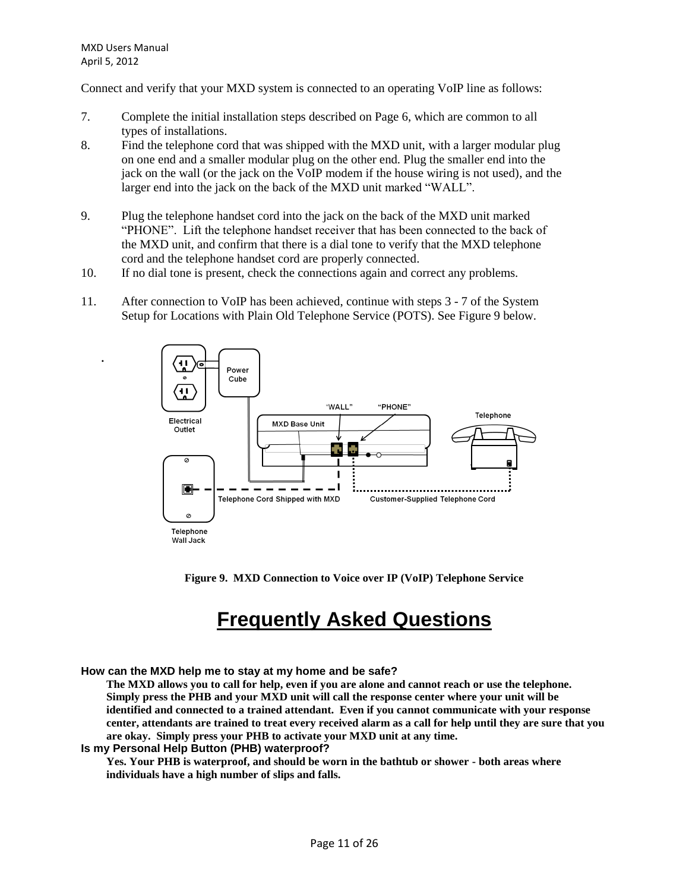Connect and verify that your MXD system is connected to an operating VoIP line as follows:

7. Complete the initial installation steps described on Page 6, which are common to all types of installations.
8. Find the telephone cord that was shipped with the MXD unit, with a larger modular plug on one end and a smaller modular plug on the other end. Plug the smaller end into the jack on the wall (or the jack on the VoIP modem if the house wiring is not used), and the larger end into the jack on the back of the MXD unit marked “WALL”.
9. Plug the telephone handset cord into the jack on the back of the MXD unit marked “PHONE”. Lift the telephone handset receiver that has been connected to the back of the MXD unit, and confirm that there is a dial tone to verify that the MXD telephone cord and the telephone handset cord are properly connected.
10. If no dial tone is present, check the connections again and correct any problems.
11. After connection to VoIP has been achieved, continue with steps 3 - 7 of the System Setup for Locations with Plain Old Telephone Service (POTS). See Figure 9 below.

Power Cube

Electrical Outlet

“WALL” “PHONE”

MXD Base Unit

Telephone

Telephone Cord Shipped with MXD

Customer-Supplied Telephone Cord

Telephone Wall Jack

**Figure 9. MXD Connection to Voice over IP (VoIP) Telephone Service**

# Frequently Asked Questions

**How can the MXD help me to stay at my home and be safe?**

**The MXD allows you to call for help, even if you are alone and cannot reach or use the telephone. Simply press the PHB and your MXD unit will call the response center where your unit will be identified and connected to a trained attendant. Even if you cannot communicate with your response center, attendants are trained to treat every received alarm as a call for help until they are sure that you are okay. Simply press your PHB to activate your MXD unit at any time.**

**Is my Personal Help Button (PHB) waterproof?**

**Yes. Your PHB is waterproof, and should be worn in the bathtub or shower - both areas where individuals have a high number of slips and falls.**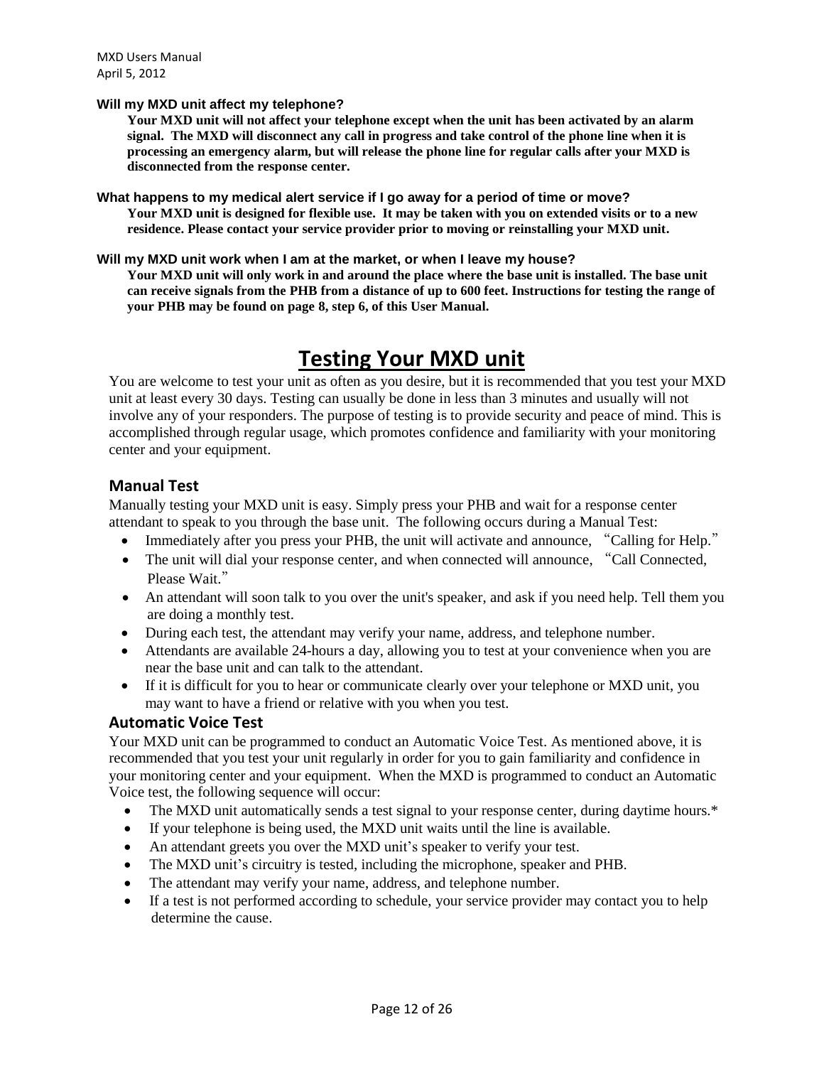**Will my MXD unit affect my telephone?**

**Your MXD unit will not affect your telephone except when the unit has been activated by an alarm signal. The MXD will disconnect any call in progress and take control of the phone line when it is processing an emergency alarm, but will release the phone line for regular calls after your MXD is disconnected from the response center.**

**What happens to my medical alert service if I go away for a period of time or move?**

**Your MXD unit is designed for flexible use. It may be taken with you on extended visits or to a new residence. Please contact your service provider prior to moving or reinstalling your MXD unit.**

**Will my MXD unit work when I am at the market, or when I leave my house?**

**Your MXD unit will only work in and around the place where the base unit is installed. The base unit can receive signals from the PHB from a distance of up to 600 feet. Instructions for testing the range of your PHB may be found on page 8, step 6, of this User Manual.**

# Testing Your MXD unit

You are welcome to test your unit as often as you desire, but it is recommended that you test your MXD unit at least every 30 days. Testing can usually be done in less than 3 minutes and usually will not involve any of your responders. The purpose of testing is to provide security and peace of mind. This is accomplished through regular usage, which promotes confidence and familiarity with your monitoring center and your equipment.

## Manual Test

Manually testing your MXD unit is easy. Simply press your PHB and wait for a response center attendant to speak to you through the base unit. The following occurs during a Manual Test:

- Immediately after you press your PHB, the unit will activate and announce, "Calling for Help."
- The unit will dial your response center, and when connected will announce, "Call Connected, Please Wait."
- An attendant will soon talk to you over the unit's speaker, and ask if you need help. Tell them you are doing a monthly test.
- During each test, the attendant may verify your name, address, and telephone number.
- Attendants are available 24-hours a day, allowing you to test at your convenience when you are near the base unit and can talk to the attendant.
- If it is difficult for you to hear or communicate clearly over your telephone or MXD unit, you may want to have a friend or relative with you when you test.

## Automatic Voice Test

Your MXD unit can be programmed to conduct an Automatic Voice Test. As mentioned above, it is recommended that you test your unit regularly in order for you to gain familiarity and confidence in your monitoring center and your equipment. When the MXD is programmed to conduct an Automatic Voice test, the following sequence will occur:

- The MXD unit automatically sends a test signal to your response center, during daytime hours.*
- If your telephone is being used, the MXD unit waits until the line is available.
- An attendant greets you over the MXD unit's speaker to verify your test.
- The MXD unit's circuitry is tested, including the microphone, speaker and PHB.
- The attendant may verify your name, address, and telephone number.
- If a test is not performed according to schedule, your service provider may contact you to help determine the cause.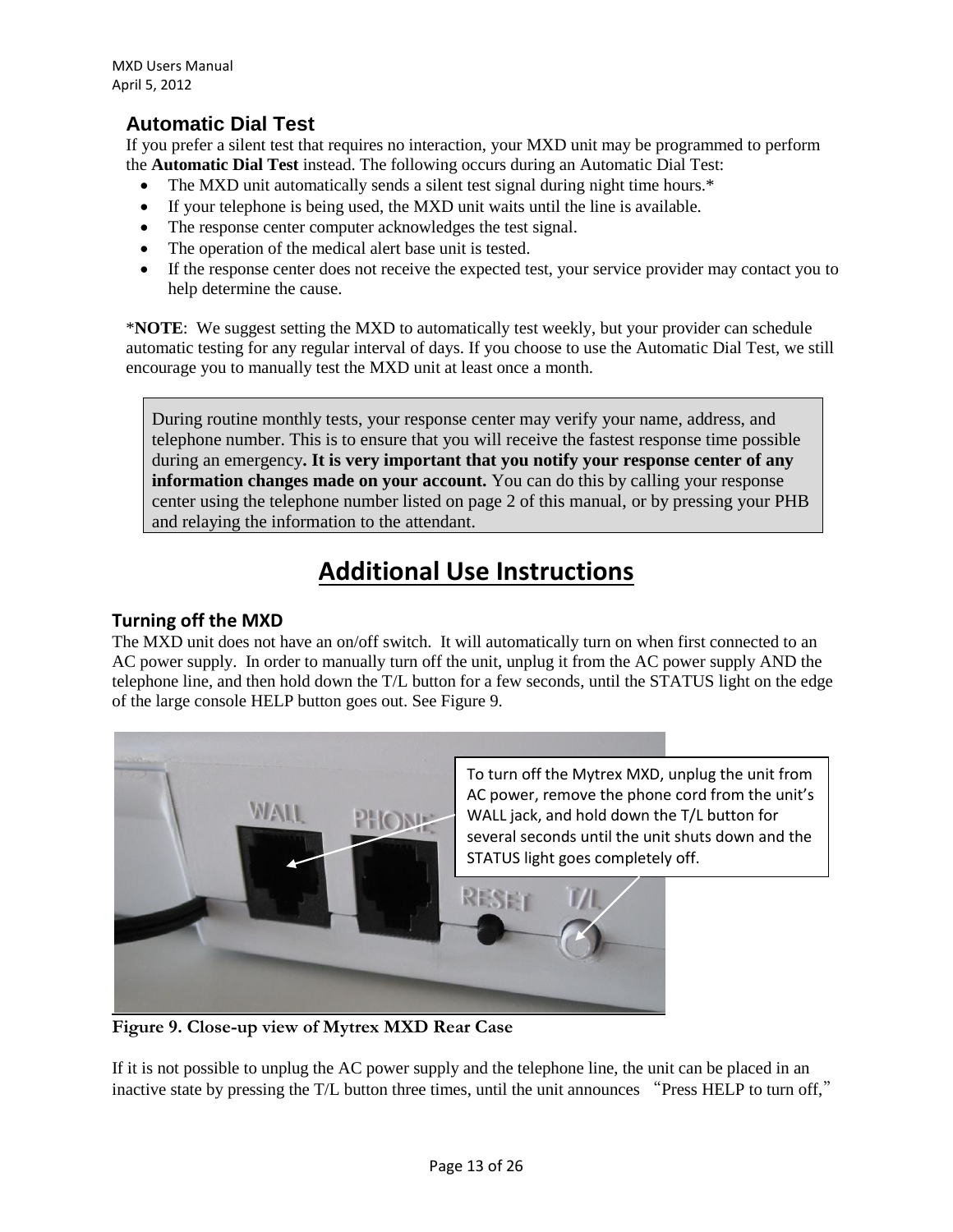## Automatic Dial Test

If you prefer a silent test that requires no interaction, your MXD unit may be programmed to perform the **Automatic Dial Test** instead. The following occurs during an Automatic Dial Test:

- The MXD unit automatically sends a silent test signal during night time hours.*
- If your telephone is being used, the MXD unit waits until the line is available.
- The response center computer acknowledges the test signal.
- The operation of the medical alert base unit is tested.
- If the response center does not receive the expected test, your service provider may contact you to help determine the cause.

\***NOTE**: We suggest setting the MXD to automatically test weekly, but your provider can schedule automatic testing for any regular interval of days. If you choose to use the Automatic Dial Test, we still encourage you to manually test the MXD unit at least once a month.

> During routine monthly tests, your response center may verify your name, address, and telephone number. This is to ensure that you will receive the fastest response time possible during an emergency**. It is very important that you notify your response center of any information changes made on your account.** You can do this by calling your response center using the telephone number listed on page 2 of this manual, or by pressing your PHB and relaying the information to the attendant.

# Additional Use Instructions

### Turning off the MXD

The MXD unit does not have an on/off switch. It will automatically turn on when first connected to an AC power supply. In order to manually turn off the unit, unplug it from the AC power supply AND the telephone line, and then hold down the T/L button for a few seconds, until the STATUS light on the edge of the large console HELP button goes out. See Figure 9.

To turn off the Mytrex MXD, unplug the unit from AC power, remove the phone cord from the unit's WALL jack, and hold down the T/L button for several seconds until the unit shuts down and the STATUS light goes completely off.

**Figure 9. Close-up view of Mytrex MXD Rear Case**

If it is not possible to unplug the AC power supply and the telephone line, the unit can be placed in an inactive state by pressing the T/L button three times, until the unit announces "Press HELP to turn off,"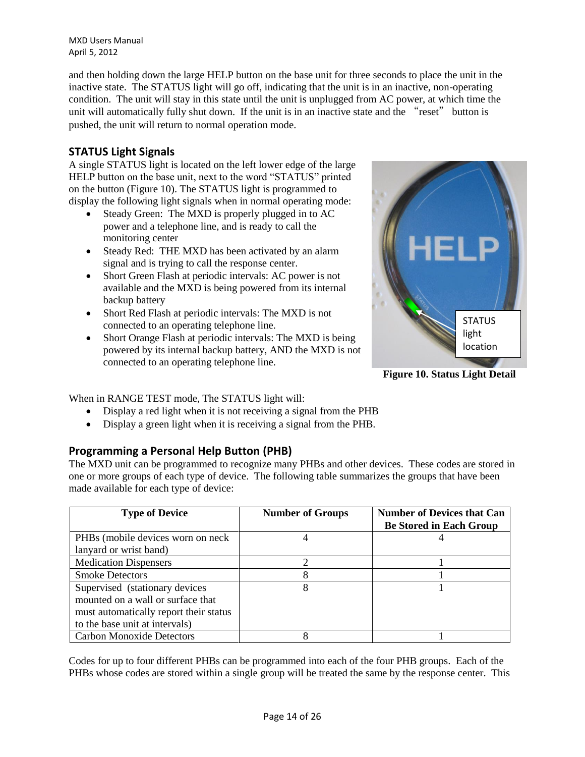and then holding down the large HELP button on the base unit for three seconds to place the unit in the inactive state. The STATUS light will go off, indicating that the unit is in an inactive, non-operating condition. The unit will stay in this state until the unit is unplugged from AC power, at which time the unit will automatically fully shut down. If the unit is in an inactive state and the "reset" button is pushed, the unit will return to normal operation mode.

## STATUS Light Signals

A single STATUS light is located on the left lower edge of the large HELP button on the base unit, next to the word "STATUS" printed on the button (Figure 10). The STATUS light is programmed to display the following light signals when in normal operating mode:

- Steady Green: The MXD is properly plugged in to AC power and a telephone line, and is ready to call the monitoring center
- Steady Red: THE MXD has been activated by an alarm signal and is trying to call the response center.
- Short Green Flash at periodic intervals: AC power is not available and the MXD is being powered from its internal backup battery
- Short Red Flash at periodic intervals: The MXD is not connected to an operating telephone line.
- Short Orange Flash at periodic intervals: The MXD is being powered by its internal backup battery, AND the MXD is not connected to an operating telephone line.

STATUS light location

**Figure 10. Status Light Detail**

When in RANGE TEST mode, The STATUS light will:

- Display a red light when it is not receiving a signal from the PHB
- Display a green light when it is receiving a signal from the PHB.

## Programming a Personal Help Button (PHB)

The MXD unit can be programmed to recognize many PHBs and other devices. These codes are stored in one or more groups of each type of device. The following table summarizes the groups that have been made available for each type of device:

| Type of Device | Number of Groups | Number of Devices that Can Be Stored in Each Group |
|---|---|---|
| PHBs (mobile devices worn on neck lanyard or wrist band) | 4 | 4 |
| Medication Dispensers | 2 | 1 |
| Smoke Detectors | 8 | 1 |
| Supervised (stationary devices mounted on a wall or surface that must automatically report their status to the base unit at intervals) | 8 | 1 |
| Carbon Monoxide Detectors | 8 | 1 |

Codes for up to four different PHBs can be programmed into each of the four PHB groups. Each of the PHBs whose codes are stored within a single group will be treated the same by the response center. This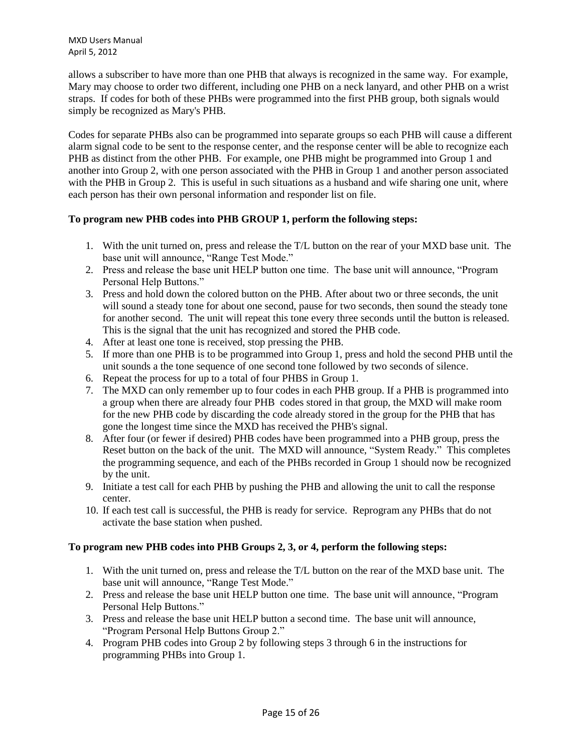allows a subscriber to have more than one PHB that always is recognized in the same way. For example, Mary may choose to order two different, including one PHB on a neck lanyard, and other PHB on a wrist straps. If codes for both of these PHBs were programmed into the first PHB group, both signals would simply be recognized as Mary's PHB.

Codes for separate PHBs also can be programmed into separate groups so each PHB will cause a different alarm signal code to be sent to the response center, and the response center will be able to recognize each PHB as distinct from the other PHB. For example, one PHB might be programmed into Group 1 and another into Group 2, with one person associated with the PHB in Group 1 and another person associated with the PHB in Group 2. This is useful in such situations as a husband and wife sharing one unit, where each person has their own personal information and responder list on file.

**To program new PHB codes into PHB GROUP 1, perform the following steps:**

1. With the unit turned on, press and release the T/L button on the rear of your MXD base unit. The base unit will announce, "Range Test Mode."
2. Press and release the base unit HELP button one time. The base unit will announce, "Program Personal Help Buttons."
3. Press and hold down the colored button on the PHB. After about two or three seconds, the unit will sound a steady tone for about one second, pause for two seconds, then sound the steady tone for another second. The unit will repeat this tone every three seconds until the button is released. This is the signal that the unit has recognized and stored the PHB code.
4. After at least one tone is received, stop pressing the PHB.
5. If more than one PHB is to be programmed into Group 1, press and hold the second PHB until the unit sounds a the tone sequence of one second tone followed by two seconds of silence.
6. Repeat the process for up to a total of four PHBS in Group 1.
7. The MXD can only remember up to four codes in each PHB group. If a PHB is programmed into a group when there are already four PHB codes stored in that group, the MXD will make room for the new PHB code by discarding the code already stored in the group for the PHB that has gone the longest time since the MXD has received the PHB's signal.
8. After four (or fewer if desired) PHB codes have been programmed into a PHB group, press the Reset button on the back of the unit. The MXD will announce, "System Ready." This completes the programming sequence, and each of the PHBs recorded in Group 1 should now be recognized by the unit.
9. Initiate a test call for each PHB by pushing the PHB and allowing the unit to call the response center.
10. If each test call is successful, the PHB is ready for service. Reprogram any PHBs that do not activate the base station when pushed.

**To program new PHB codes into PHB Groups 2, 3, or 4, perform the following steps:**

1. With the unit turned on, press and release the T/L button on the rear of the MXD base unit. The base unit will announce, "Range Test Mode."
2. Press and release the base unit HELP button one time. The base unit will announce, "Program Personal Help Buttons."
3. Press and release the base unit HELP button a second time. The base unit will announce, "Program Personal Help Buttons Group 2."
4. Program PHB codes into Group 2 by following steps 3 through 6 in the instructions for programming PHBs into Group 1.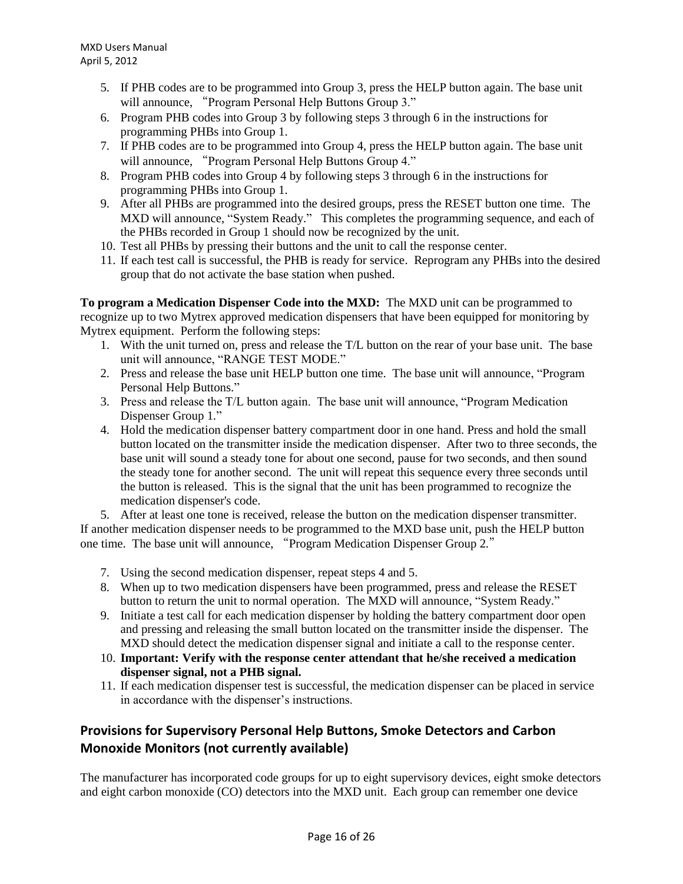5. If PHB codes are to be programmed into Group 3, press the HELP button again. The base unit will announce, “Program Personal Help Buttons Group 3.”
6. Program PHB codes into Group 3 by following steps 3 through 6 in the instructions for programming PHBs into Group 1.
7. If PHB codes are to be programmed into Group 4, press the HELP button again. The base unit will announce, “Program Personal Help Buttons Group 4.”
8. Program PHB codes into Group 4 by following steps 3 through 6 in the instructions for programming PHBs into Group 1.
9. After all PHBs are programmed into the desired groups, press the RESET button one time. The MXD will announce, “System Ready.” This completes the programming sequence, and each of the PHBs recorded in Group 1 should now be recognized by the unit.
10. Test all PHBs by pressing their buttons and the unit to call the response center.
11. If each test call is successful, the PHB is ready for service. Reprogram any PHBs into the desired group that do not activate the base station when pushed.

**To program a Medication Dispenser Code into the MXD:** The MXD unit can be programmed to recognize up to two Mytrex approved medication dispensers that have been equipped for monitoring by Mytrex equipment. Perform the following steps:

1. With the unit turned on, press and release the T/L button on the rear of your base unit. The base unit will announce, “RANGE TEST MODE.”
2. Press and release the base unit HELP button one time. The base unit will announce, “Program Personal Help Buttons.”
3. Press and release the T/L button again. The base unit will announce, “Program Medication Dispenser Group 1.”
4. Hold the medication dispenser battery compartment door in one hand. Press and hold the small button located on the transmitter inside the medication dispenser. After two to three seconds, the base unit will sound a steady tone for about one second, pause for two seconds, and then sound the steady tone for another second. The unit will repeat this sequence every three seconds until the button is released. This is the signal that the unit has been programmed to recognize the medication dispenser's code.
5. After at least one tone is received, release the button on the medication dispenser transmitter.

If another medication dispenser needs to be programmed to the MXD base unit, push the HELP button one time. The base unit will announce, “Program Medication Dispenser Group 2.”

7. Using the second medication dispenser, repeat steps 4 and 5.
8. When up to two medication dispensers have been programmed, press and release the RESET button to return the unit to normal operation. The MXD will announce, “System Ready.”
9. Initiate a test call for each medication dispenser by holding the battery compartment door open and pressing and releasing the small button located on the transmitter inside the dispenser. The MXD should detect the medication dispenser signal and initiate a call to the response center.
10. **Important: Verify with the response center attendant that he/she received a medication dispenser signal, not a PHB signal.**
11. If each medication dispenser test is successful, the medication dispenser can be placed in service in accordance with the dispenser’s instructions.

## Provisions for Supervisory Personal Help Buttons, Smoke Detectors and Carbon Monoxide Monitors (not currently available)

The manufacturer has incorporated code groups for up to eight supervisory devices, eight smoke detectors and eight carbon monoxide (CO) detectors into the MXD unit. Each group can remember one device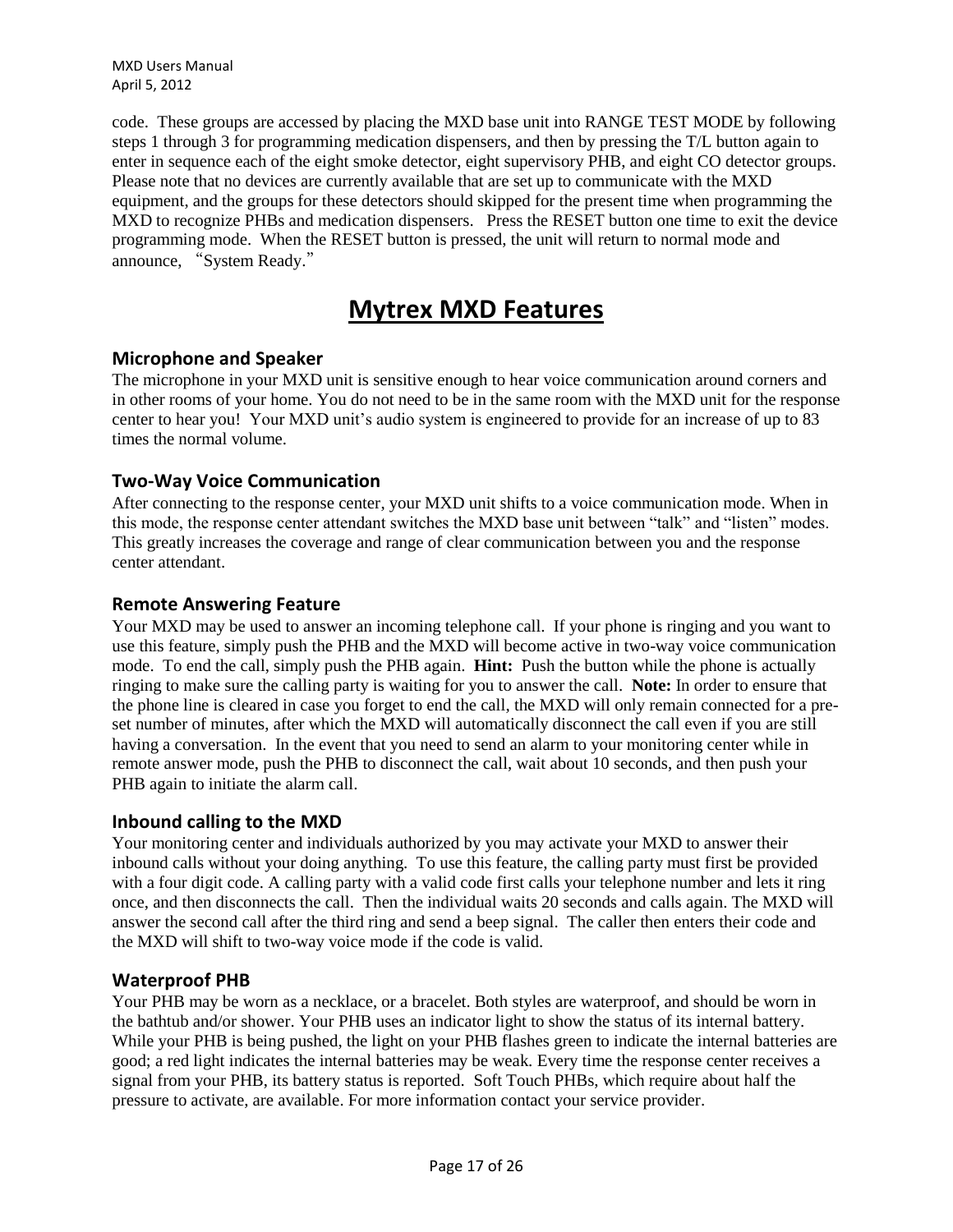code. These groups are accessed by placing the MXD base unit into RANGE TEST MODE by following steps 1 through 3 for programming medication dispensers, and then by pressing the T/L button again to enter in sequence each of the eight smoke detector, eight supervisory PHB, and eight CO detector groups. Please note that no devices are currently available that are set up to communicate with the MXD equipment, and the groups for these detectors should skipped for the present time when programming the MXD to recognize PHBs and medication dispensers. Press the RESET button one time to exit the device programming mode. When the RESET button is pressed, the unit will return to normal mode and announce, "System Ready."

# Mytrex MXD Features

### Microphone and Speaker

The microphone in your MXD unit is sensitive enough to hear voice communication around corners and in other rooms of your home. You do not need to be in the same room with the MXD unit for the response center to hear you! Your MXD unit's audio system is engineered to provide for an increase of up to 83 times the normal volume.

### Two-Way Voice Communication

After connecting to the response center, your MXD unit shifts to a voice communication mode. When in this mode, the response center attendant switches the MXD base unit between "talk" and "listen" modes. This greatly increases the coverage and range of clear communication between you and the response center attendant.

### Remote Answering Feature

Your MXD may be used to answer an incoming telephone call. If your phone is ringing and you want to use this feature, simply push the PHB and the MXD will become active in two-way voice communication mode. To end the call, simply push the PHB again. **Hint:** Push the button while the phone is actually ringing to make sure the calling party is waiting for you to answer the call. **Note:** In order to ensure that the phone line is cleared in case you forget to end the call, the MXD will only remain connected for a pre-set number of minutes, after which the MXD will automatically disconnect the call even if you are still having a conversation. In the event that you need to send an alarm to your monitoring center while in remote answer mode, push the PHB to disconnect the call, wait about 10 seconds, and then push your PHB again to initiate the alarm call.

### Inbound calling to the MXD

Your monitoring center and individuals authorized by you may activate your MXD to answer their inbound calls without your doing anything. To use this feature, the calling party must first be provided with a four digit code. A calling party with a valid code first calls your telephone number and lets it ring once, and then disconnects the call. Then the individual waits 20 seconds and calls again. The MXD will answer the second call after the third ring and send a beep signal. The caller then enters their code and the MXD will shift to two-way voice mode if the code is valid.

### Waterproof PHB

Your PHB may be worn as a necklace, or a bracelet. Both styles are waterproof, and should be worn in the bathtub and/or shower. Your PHB uses an indicator light to show the status of its internal battery. While your PHB is being pushed, the light on your PHB flashes green to indicate the internal batteries are good; a red light indicates the internal batteries may be weak. Every time the response center receives a signal from your PHB, its battery status is reported. Soft Touch PHBs, which require about half the pressure to activate, are available. For more information contact your service provider.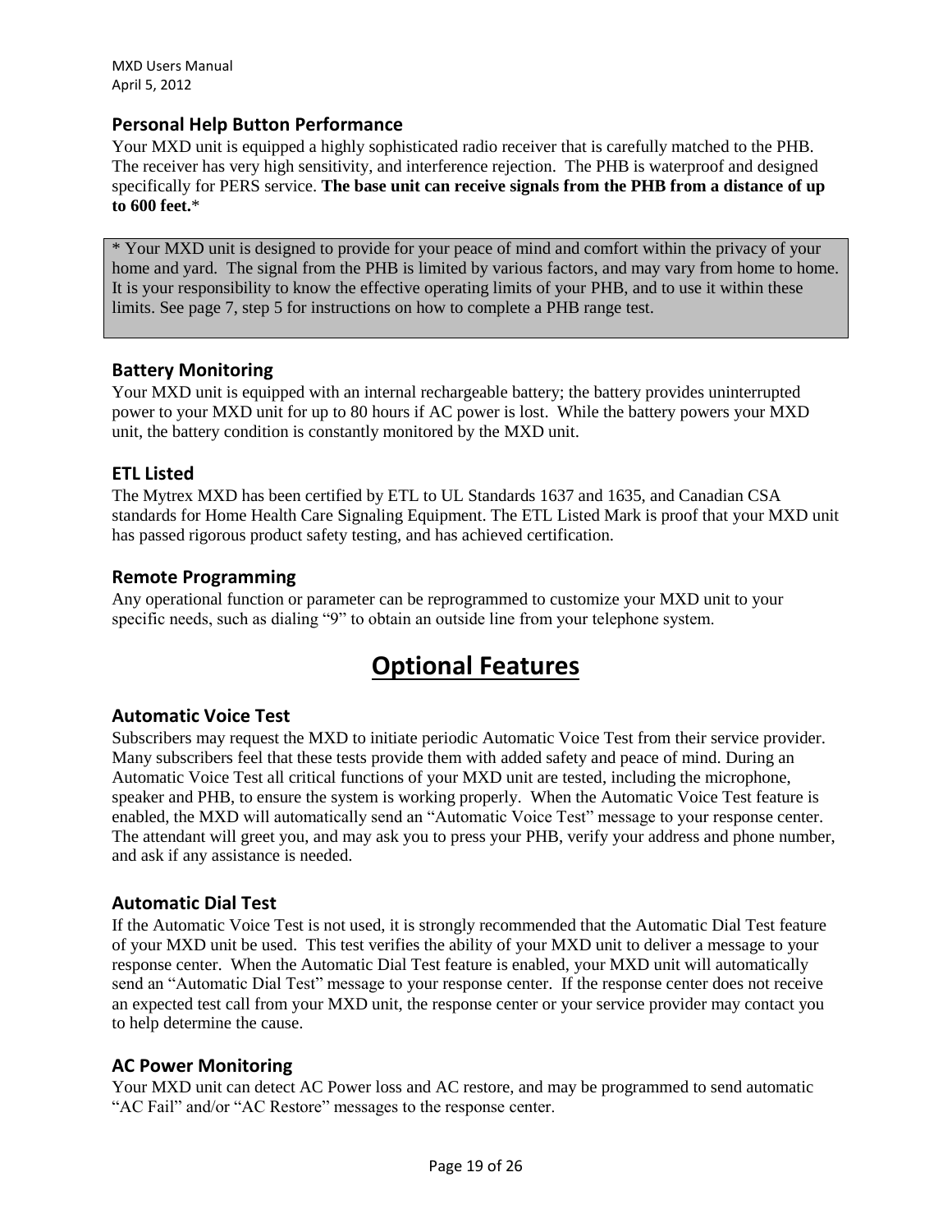### Personal Help Button Performance

Your MXD unit is equipped a highly sophisticated radio receiver that is carefully matched to the PHB. The receiver has very high sensitivity, and interference rejection. The PHB is waterproof and designed specifically for PERS service. **The base unit can receive signals from the PHB from a distance of up to 600 feet.***

> * Your MXD unit is designed to provide for your peace of mind and comfort within the privacy of your home and yard. The signal from the PHB is limited by various factors, and may vary from home to home. It is your responsibility to know the effective operating limits of your PHB, and to use it within these limits. See page 7, step 5 for instructions on how to complete a PHB range test.

### Battery Monitoring

Your MXD unit is equipped with an internal rechargeable battery; the battery provides uninterrupted power to your MXD unit for up to 80 hours if AC power is lost. While the battery powers your MXD unit, the battery condition is constantly monitored by the MXD unit.

### ETL Listed

The Mytrex MXD has been certified by ETL to UL Standards 1637 and 1635, and Canadian CSA standards for Home Health Care Signaling Equipment. The ETL Listed Mark is proof that your MXD unit has passed rigorous product safety testing, and has achieved certification.

### Remote Programming

Any operational function or parameter can be reprogrammed to customize your MXD unit to your specific needs, such as dialing "9" to obtain an outside line from your telephone system.

## Optional Features

### Automatic Voice Test

Subscribers may request the MXD to initiate periodic Automatic Voice Test from their service provider. Many subscribers feel that these tests provide them with added safety and peace of mind. During an Automatic Voice Test all critical functions of your MXD unit are tested, including the microphone, speaker and PHB, to ensure the system is working properly. When the Automatic Voice Test feature is enabled, the MXD will automatically send an "Automatic Voice Test" message to your response center. The attendant will greet you, and may ask you to press your PHB, verify your address and phone number, and ask if any assistance is needed.

### Automatic Dial Test

If the Automatic Voice Test is not used, it is strongly recommended that the Automatic Dial Test feature of your MXD unit be used. This test verifies the ability of your MXD unit to deliver a message to your response center. When the Automatic Dial Test feature is enabled, your MXD unit will automatically send an "Automatic Dial Test" message to your response center. If the response center does not receive an expected test call from your MXD unit, the response center or your service provider may contact you to help determine the cause.

### AC Power Monitoring

Your MXD unit can detect AC Power loss and AC restore, and may be programmed to send automatic "AC Fail" and/or "AC Restore" messages to the response center.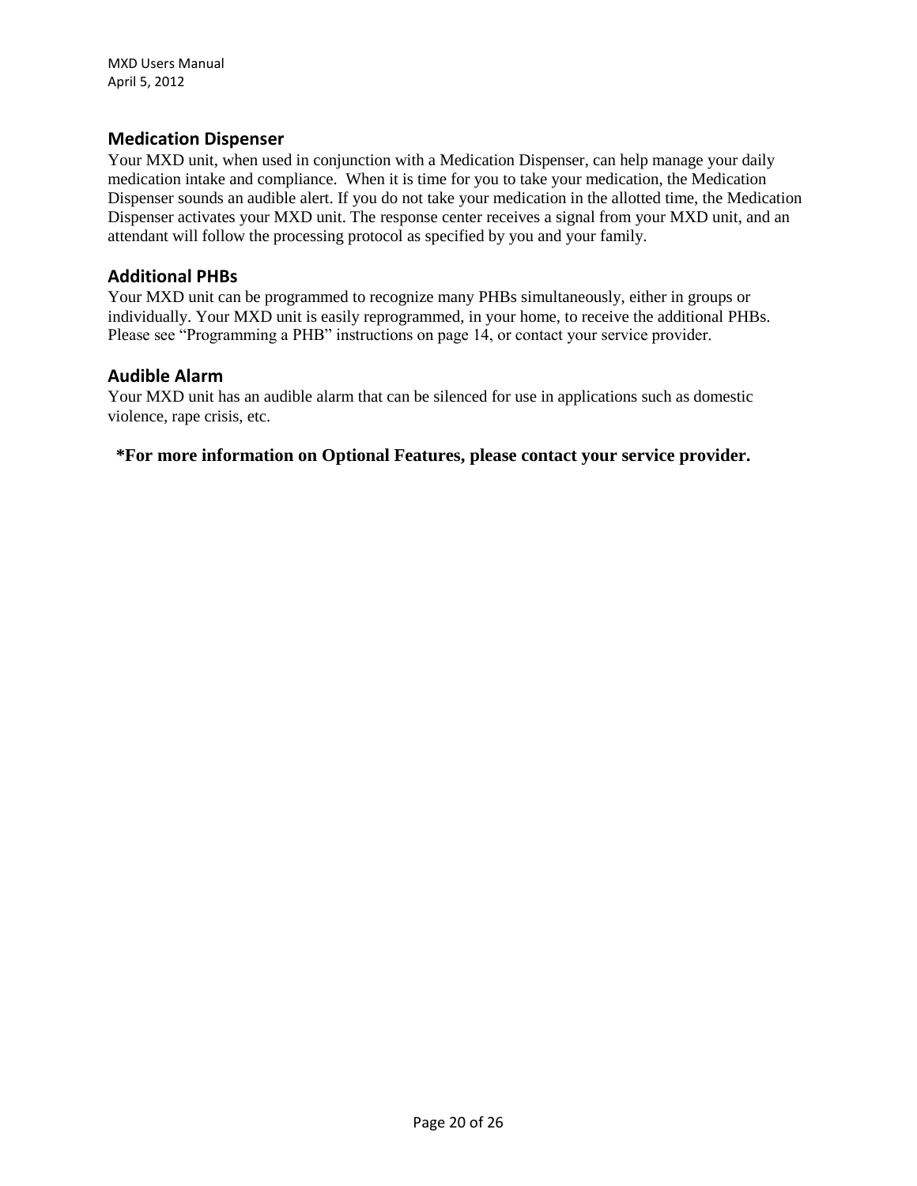## Medication Dispenser

Your MXD unit, when used in conjunction with a Medication Dispenser, can help manage your daily medication intake and compliance. When it is time for you to take your medication, the Medication Dispenser sounds an audible alert. If you do not take your medication in the allotted time, the Medication Dispenser activates your MXD unit. The response center receives a signal from your MXD unit, and an attendant will follow the processing protocol as specified by you and your family.

## Additional PHBs

Your MXD unit can be programmed to recognize many PHBs simultaneously, either in groups or individually. Your MXD unit is easily reprogrammed, in your home, to receive the additional PHBs. Please see “Programming a PHB” instructions on page 14, or contact your service provider.

## Audible Alarm

Your MXD unit has an audible alarm that can be silenced for use in applications such as domestic violence, rape crisis, etc.

**\*For more information on Optional Features, please contact your service provider.**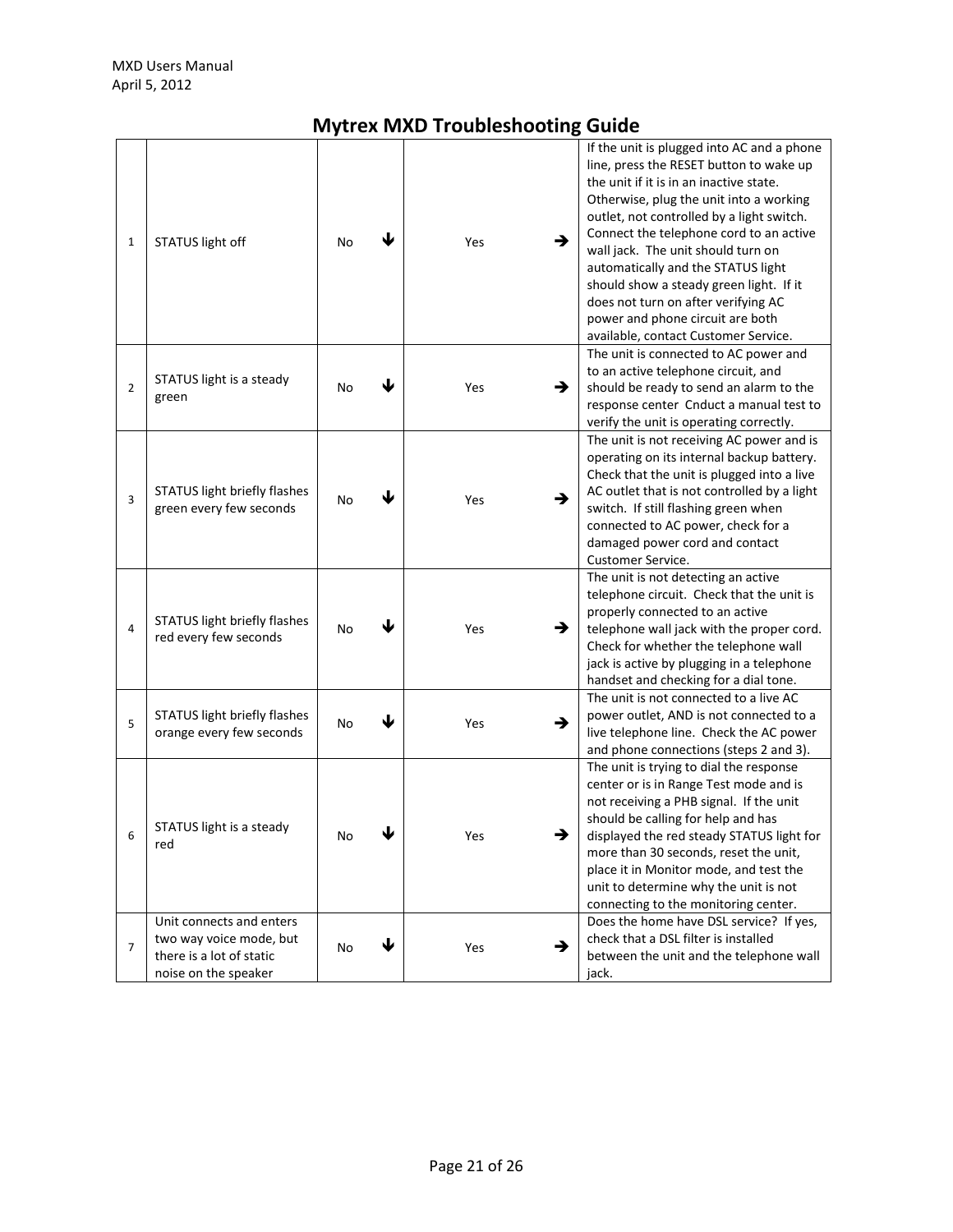# Mytrex MXD Troubleshooting Guide

| # | Condition | No | | Yes | | Action |
|---|---|---|---|---|---|---|
| 1 | STATUS light off | No | ↓ | Yes | → | If the unit is plugged into AC and a phone line, press the RESET button to wake up the unit if it is in an inactive state. Otherwise, plug the unit into a working outlet, not controlled by a light switch. Connect the telephone cord to an active wall jack. The unit should turn on automatically and the STATUS light should show a steady green light. If it does not turn on after verifying AC power and phone circuit are both available, contact Customer Service. |
| 2 | STATUS light is a steady green | No | ↓ | Yes | → | The unit is connected to AC power and to an active telephone circuit, and should be ready to send an alarm to the response center Cnduct a manual test to verify the unit is operating correctly. |
| 3 | STATUS light briefly flashes green every few seconds | No | ↓ | Yes | → | The unit is not receiving AC power and is operating on its internal backup battery. Check that the unit is plugged into a live AC outlet that is not controlled by a light switch. If still flashing green when connected to AC power, check for a damaged power cord and contact Customer Service. |
| 4 | STATUS light briefly flashes red every few seconds | No | ↓ | Yes | → | The unit is not detecting an active telephone circuit. Check that the unit is properly connected to an active telephone wall jack with the proper cord. Check for whether the telephone wall jack is active by plugging in a telephone handset and checking for a dial tone. |
| 5 | STATUS light briefly flashes orange every few seconds | No | ↓ | Yes | → | The unit is not connected to a live AC power outlet, AND is not connected to a live telephone line. Check the AC power and phone connections (steps 2 and 3). |
| 6 | STATUS light is a steady red | No | ↓ | Yes | → | The unit is trying to dial the response center or is in Range Test mode and is not receiving a PHB signal. If the unit should be calling for help and has displayed the red steady STATUS light for more than 30 seconds, reset the unit, place it in Monitor mode, and test the unit to determine why the unit is not connecting to the monitoring center. |
| 7 | Unit connects and enters two way voice mode, but there is a lot of static noise on the speaker | No | ↓ | Yes | → | Does the home have DSL service? If yes, check that a DSL filter is installed between the unit and the telephone wall jack. |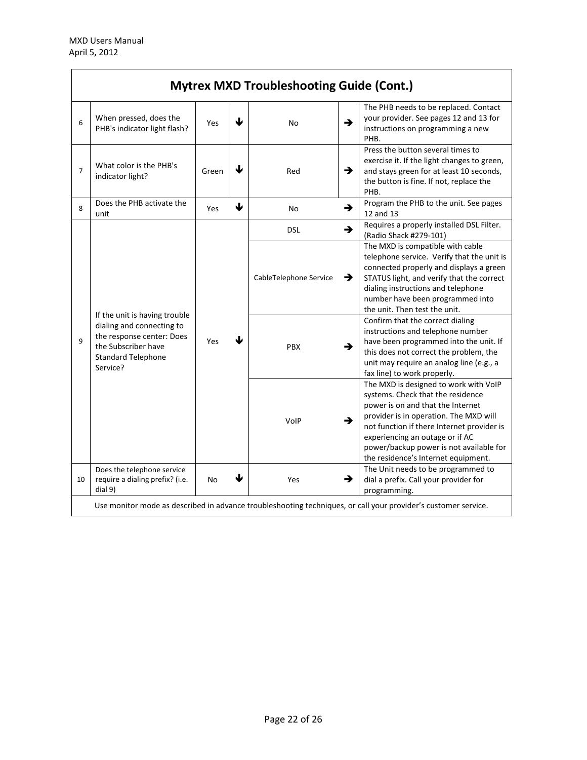## Mytrex MXD Troubleshooting Guide (Cont.)

| # | Question | | | | | Action |
|---|---|---|---|---|---|---|
| 6 | When pressed, does the PHB's indicator light flash? | Yes | ↓ | No | → | The PHB needs to be replaced. Contact your provider. See pages 12 and 13 for instructions on programming a new PHB. |
| 7 | What color is the PHB's indicator light? | Green | ↓ | Red | → | Press the button several times to exercise it. If the light changes to green, and stays green for at least 10 seconds, the button is fine. If not, replace the PHB. |
| 8 | Does the PHB activate the unit | Yes | ↓ | No | → | Program the PHB to the unit. See pages 12 and 13 |
| 9 | If the unit is having trouble dialing and connecting to the response center: Does the Subscriber have Standard Telephone Service? | Yes | ↓ | DSL | → | Requires a properly installed DSL Filter. (Radio Shack #279-101) |
| | | | | CableTelephone Service | → | The MXD is compatible with cable telephone service. Verify that the unit is connected properly and displays a green STATUS light, and verify that the correct dialing instructions and telephone number have been programmed into the unit. Then test the unit. |
| | | | | PBX | → | Confirm that the correct dialing instructions and telephone number have been programmed into the unit. If this does not correct the problem, the unit may require an analog line (e.g., a fax line) to work properly. |
| | | | | VoIP | → | The MXD is designed to work with VoIP systems. Check that the residence power is on and that the Internet provider is in operation. The MXD will not function if there Internet provider is experiencing an outage or if AC power/backup power is not available for the residence's Internet equipment. |
| 10 | Does the telephone service require a dialing prefix? (i.e. dial 9) | No | ↓ | Yes | → | The Unit needs to be programmed to dial a prefix. Call your provider for programming. |
| | Use monitor mode as described in advance troubleshooting techniques, or call your provider's customer service. | | | | | |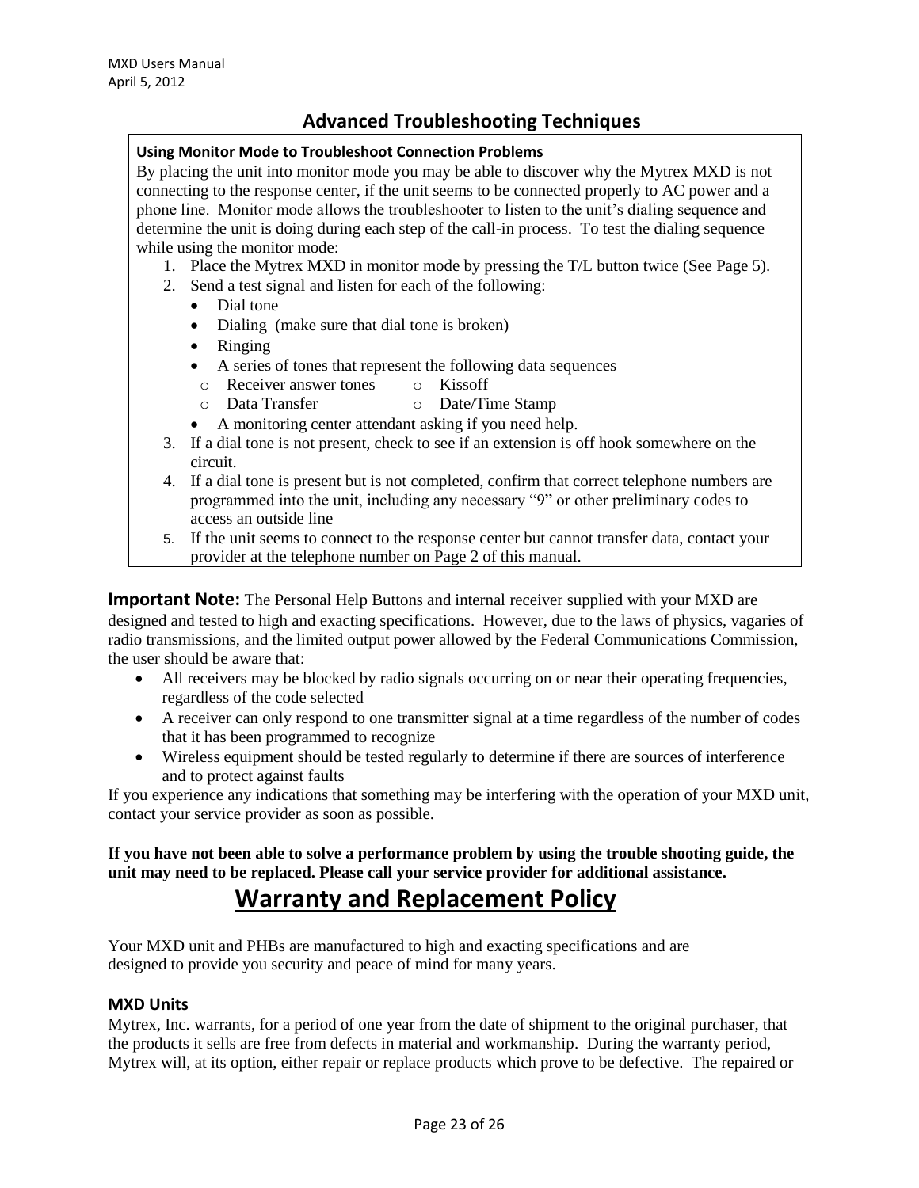## Advanced Troubleshooting Techniques

**Using Monitor Mode to Troubleshoot Connection Problems**

By placing the unit into monitor mode you may be able to discover why the Mytrex MXD is not connecting to the response center, if the unit seems to be connected properly to AC power and a phone line. Monitor mode allows the troubleshooter to listen to the unit's dialing sequence and determine the unit is doing during each step of the call-in process. To test the dialing sequence while using the monitor mode:

1. Place the Mytrex MXD in monitor mode by pressing the T/L button twice (See Page 5).
2. Send a test signal and listen for each of the following:
   - Dial tone
   - Dialing (make sure that dial tone is broken)
   - Ringing
   - A series of tones that represent the following data sequences
     - Receiver answer tones
     - Kissoff
     - Data Transfer
     - Date/Time Stamp
   - A monitoring center attendant asking if you need help.
3. If a dial tone is not present, check to see if an extension is off hook somewhere on the circuit.
4. If a dial tone is present but is not completed, confirm that correct telephone numbers are programmed into the unit, including any necessary "9" or other preliminary codes to access an outside line
5. If the unit seems to connect to the response center but cannot transfer data, contact your provider at the telephone number on Page 2 of this manual.

**Important Note:** The Personal Help Buttons and internal receiver supplied with your MXD are designed and tested to high and exacting specifications. However, due to the laws of physics, vagaries of radio transmissions, and the limited output power allowed by the Federal Communications Commission, the user should be aware that:

- All receivers may be blocked by radio signals occurring on or near their operating frequencies, regardless of the code selected
- A receiver can only respond to one transmitter signal at a time regardless of the number of codes that it has been programmed to recognize
- Wireless equipment should be tested regularly to determine if there are sources of interference and to protect against faults

If you experience any indications that something may be interfering with the operation of your MXD unit, contact your service provider as soon as possible.

**If you have not been able to solve a performance problem by using the trouble shooting guide, the unit may need to be replaced. Please call your service provider for additional assistance.**

## Warranty and Replacement Policy

Your MXD unit and PHBs are manufactured to high and exacting specifications and are designed to provide you security and peace of mind for many years.

### MXD Units

Mytrex, Inc. warrants, for a period of one year from the date of shipment to the original purchaser, that the products it sells are free from defects in material and workmanship. During the warranty period, Mytrex will, at its option, either repair or replace products which prove to be defective. The repaired or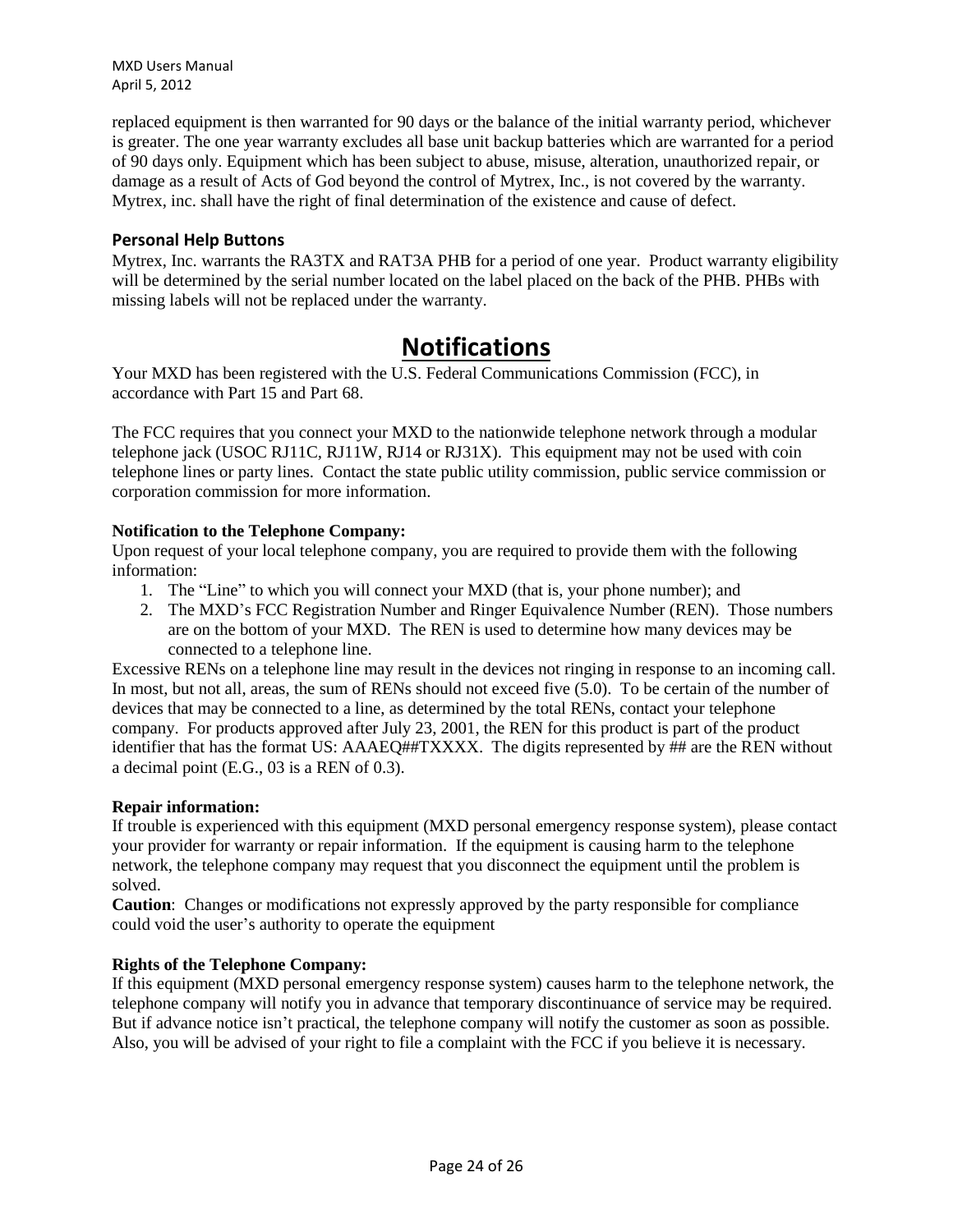replaced equipment is then warranted for 90 days or the balance of the initial warranty period, whichever is greater. The one year warranty excludes all base unit backup batteries which are warranted for a period of 90 days only. Equipment which has been subject to abuse, misuse, alteration, unauthorized repair, or damage as a result of Acts of God beyond the control of Mytrex, Inc., is not covered by the warranty. Mytrex, inc. shall have the right of final determination of the existence and cause of defect.

### Personal Help Buttons

Mytrex, Inc. warrants the RA3TX and RAT3A PHB for a period of one year. Product warranty eligibility will be determined by the serial number located on the label placed on the back of the PHB. PHBs with missing labels will not be replaced under the warranty.

# Notifications

Your MXD has been registered with the U.S. Federal Communications Commission (FCC), in accordance with Part 15 and Part 68.

The FCC requires that you connect your MXD to the nationwide telephone network through a modular telephone jack (USOC RJ11C, RJ11W, RJ14 or RJ31X). This equipment may not be used with coin telephone lines or party lines. Contact the state public utility commission, public service commission or corporation commission for more information.

**Notification to the Telephone Company:**

Upon request of your local telephone company, you are required to provide them with the following information:

1. The "Line" to which you will connect your MXD (that is, your phone number); and
2. The MXD's FCC Registration Number and Ringer Equivalence Number (REN). Those numbers are on the bottom of your MXD. The REN is used to determine how many devices may be connected to a telephone line.

Excessive RENs on a telephone line may result in the devices not ringing in response to an incoming call. In most, but not all, areas, the sum of RENs should not exceed five (5.0). To be certain of the number of devices that may be connected to a line, as determined by the total RENs, contact your telephone company. For products approved after July 23, 2001, the REN for this product is part of the product identifier that has the format US: AAAEQ##TXXXX. The digits represented by ## are the REN without a decimal point (E.G., 03 is a REN of 0.3).

**Repair information:**

If trouble is experienced with this equipment (MXD personal emergency response system), please contact your provider for warranty or repair information. If the equipment is causing harm to the telephone network, the telephone company may request that you disconnect the equipment until the problem is solved.

**Caution**: Changes or modifications not expressly approved by the party responsible for compliance could void the user's authority to operate the equipment

**Rights of the Telephone Company:**

If this equipment (MXD personal emergency response system) causes harm to the telephone network, the telephone company will notify you in advance that temporary discontinuance of service may be required. But if advance notice isn't practical, the telephone company will notify the customer as soon as possible. Also, you will be advised of your right to file a complaint with the FCC if you believe it is necessary.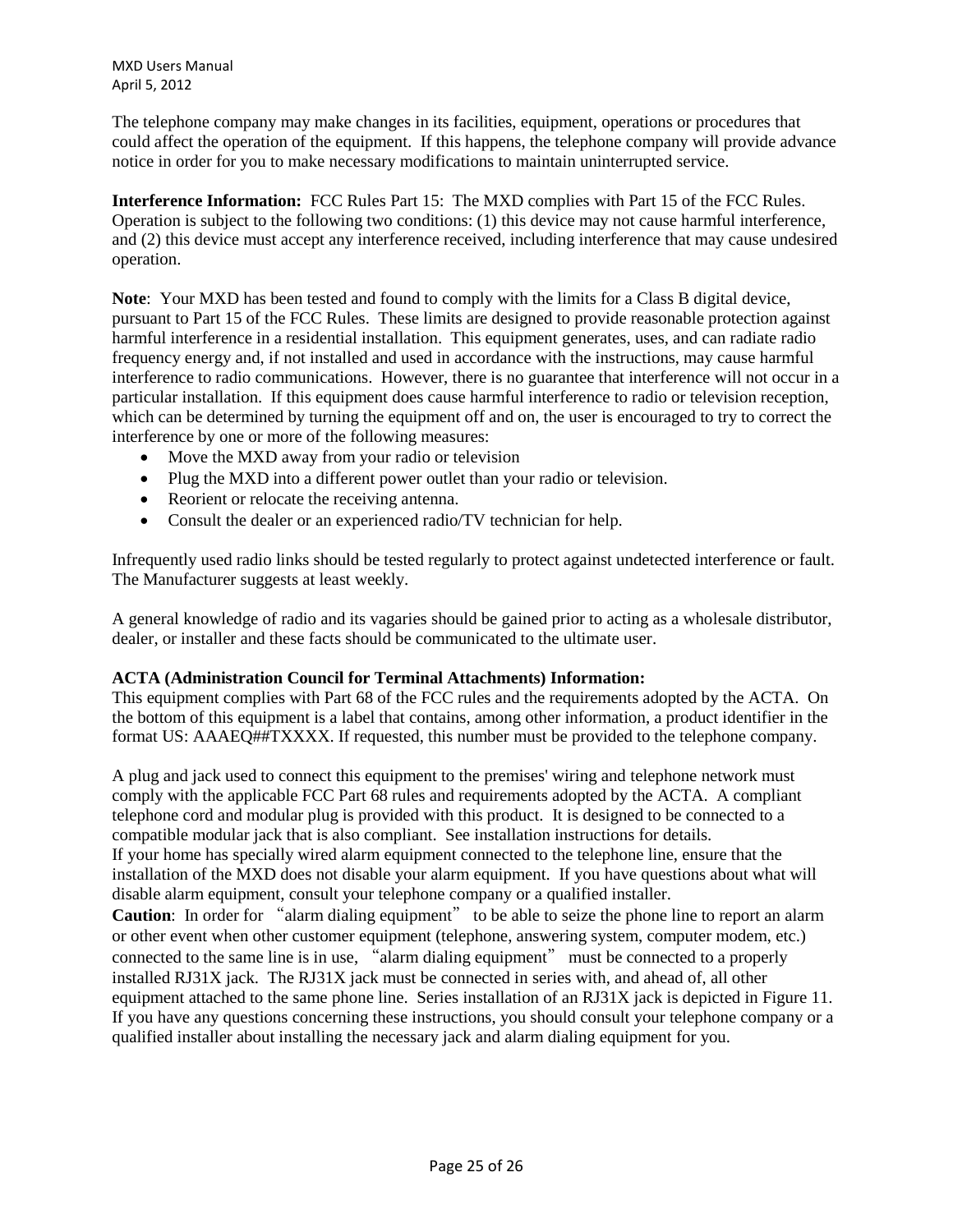The telephone company may make changes in its facilities, equipment, operations or procedures that could affect the operation of the equipment. If this happens, the telephone company will provide advance notice in order for you to make necessary modifications to maintain uninterrupted service.

**Interference Information:** FCC Rules Part 15: The MXD complies with Part 15 of the FCC Rules. Operation is subject to the following two conditions: (1) this device may not cause harmful interference, and (2) this device must accept any interference received, including interference that may cause undesired operation.

**Note**: Your MXD has been tested and found to comply with the limits for a Class B digital device, pursuant to Part 15 of the FCC Rules. These limits are designed to provide reasonable protection against harmful interference in a residential installation. This equipment generates, uses, and can radiate radio frequency energy and, if not installed and used in accordance with the instructions, may cause harmful interference to radio communications. However, there is no guarantee that interference will not occur in a particular installation. If this equipment does cause harmful interference to radio or television reception, which can be determined by turning the equipment off and on, the user is encouraged to try to correct the interference by one or more of the following measures:

- Move the MXD away from your radio or television
- Plug the MXD into a different power outlet than your radio or television.
- Reorient or relocate the receiving antenna.
- Consult the dealer or an experienced radio/TV technician for help.

Infrequently used radio links should be tested regularly to protect against undetected interference or fault. The Manufacturer suggests at least weekly.

A general knowledge of radio and its vagaries should be gained prior to acting as a wholesale distributor, dealer, or installer and these facts should be communicated to the ultimate user.

**ACTA (Administration Council for Terminal Attachments) Information:**
This equipment complies with Part 68 of the FCC rules and the requirements adopted by the ACTA. On the bottom of this equipment is a label that contains, among other information, a product identifier in the format US: AAAEQ##TXXXX. If requested, this number must be provided to the telephone company.

A plug and jack used to connect this equipment to the premises' wiring and telephone network must comply with the applicable FCC Part 68 rules and requirements adopted by the ACTA. A compliant telephone cord and modular plug is provided with this product. It is designed to be connected to a compatible modular jack that is also compliant. See installation instructions for details.
If your home has specially wired alarm equipment connected to the telephone line, ensure that the installation of the MXD does not disable your alarm equipment. If you have questions about what will disable alarm equipment, consult your telephone company or a qualified installer.
**Caution**: In order for "alarm dialing equipment" to be able to seize the phone line to report an alarm or other event when other customer equipment (telephone, answering system, computer modem, etc.) connected to the same line is in use, "alarm dialing equipment" must be connected to a properly installed RJ31X jack. The RJ31X jack must be connected in series with, and ahead of, all other equipment attached to the same phone line. Series installation of an RJ31X jack is depicted in Figure 11. If you have any questions concerning these instructions, you should consult your telephone company or a qualified installer about installing the necessary jack and alarm dialing equipment for you.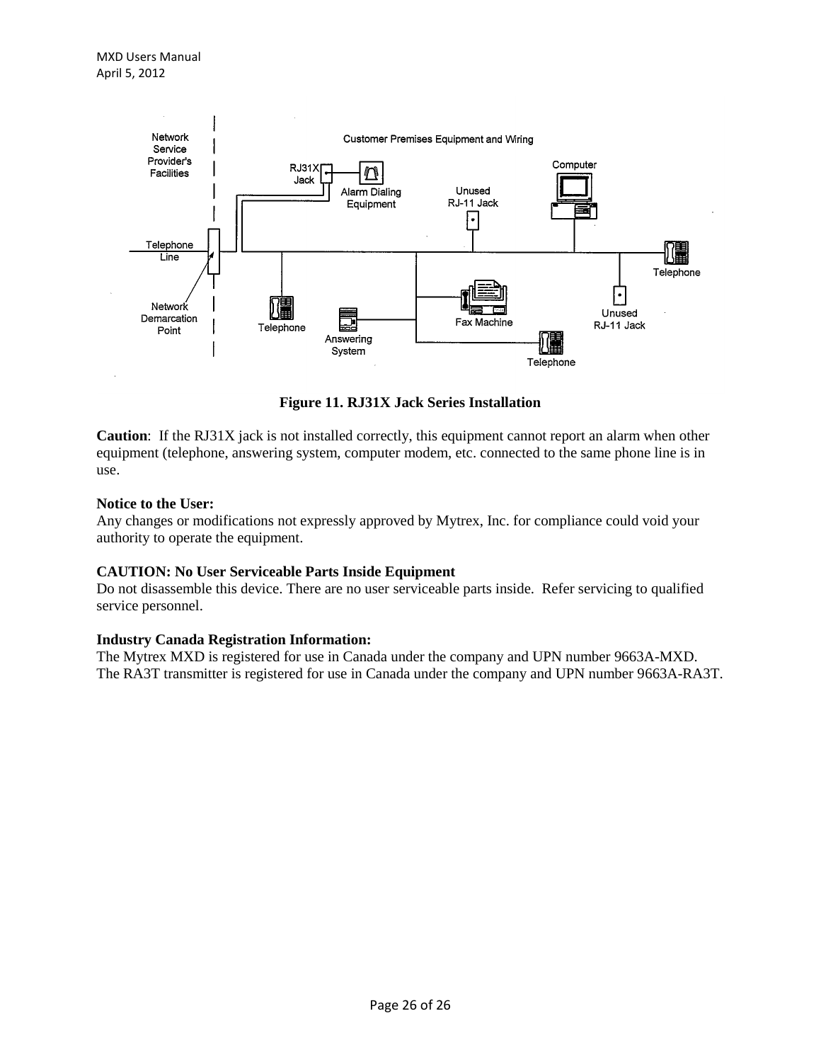Network Service Provider's Facilities

Customer Premises Equipment and Wiring

RJ31X Jack

Alarm Dialing Equipment

Unused RJ-11 Jack

Computer

Telephone Line

Telephone

Network Demarcation Point

Telephone

Answering System

Fax Machine

Unused RJ-11 Jack

Telephone

**Figure 11. RJ31X Jack Series Installation**

**Caution**: If the RJ31X jack is not installed correctly, this equipment cannot report an alarm when other equipment (telephone, answering system, computer modem, etc. connected to the same phone line is in use.

**Notice to the User:**
Any changes or modifications not expressly approved by Mytrex, Inc. for compliance could void your authority to operate the equipment.

**CAUTION: No User Serviceable Parts Inside Equipment**
Do not disassemble this device. There are no user serviceable parts inside. Refer servicing to qualified service personnel.

**Industry Canada Registration Information:**
The Mytrex MXD is registered for use in Canada under the company and UPN number 9663A-MXD.
The RA3T transmitter is registered for use in Canada under the company and UPN number 9663A-RA3T.